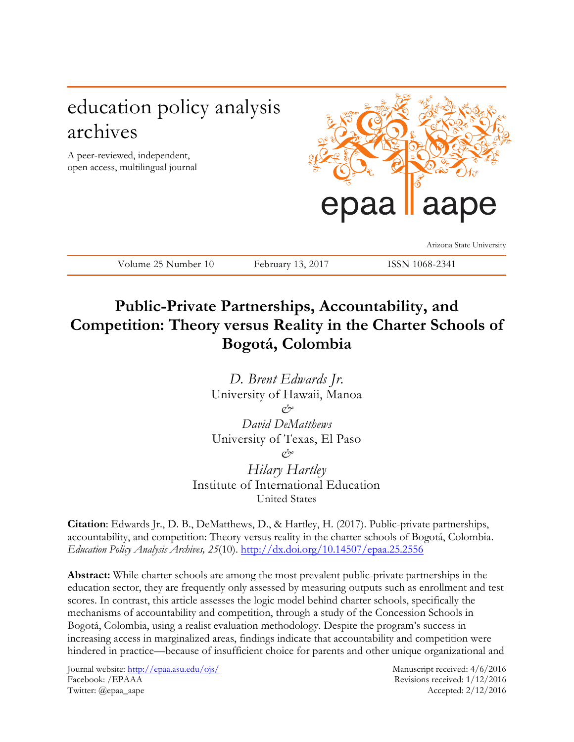education policy analysis archives

A peer-reviewed, independent, open access, multilingual journal

epaa aape

Arizona State University

Volume 25 Number 10 | February 13, 2017 | ISSN 1068-2341

# Public-Private Partnerships, Accountability, and Competition: Theory versus Reality in the Charter Schools of Bogotá, Colombia

*D. Brent Edwards Jr.*
University of Hawaii, Manoa

*&*

*David DeMatthews*
University of Texas, El Paso

*&*

*Hilary Hartley*
Institute of International Education
United States

**Citation**: Edwards Jr., D. B., DeMatthews, D., & Hartley, H. (2017). Public-private partnerships, accountability, and competition: Theory versus reality in the charter schools of Bogotá, Colombia. *Education Policy Analysis Archives, 25*(10). http://dx.doi.org/10.14507/epaa.25.2556

**Abstract:** While charter schools are among the most prevalent public-private partnerships in the education sector, they are frequently only assessed by measuring outputs such as enrollment and test scores. In contrast, this article assesses the logic model behind charter schools, specifically the mechanisms of accountability and competition, through a study of the Concession Schools in Bogotá, Colombia, using a realist evaluation methodology. Despite the program's success in increasing access in marginalized areas, findings indicate that accountability and competition were hindered in practice—because of insufficient choice for parents and other unique organizational and

Journal website: http://epaa.asu.edu/ojs/
Facebook: /EPAAA
Twitter: @epaa_aape

Manuscript received: 4/6/2016
Revisions received: 1/12/2016
Accepted: 2/12/2016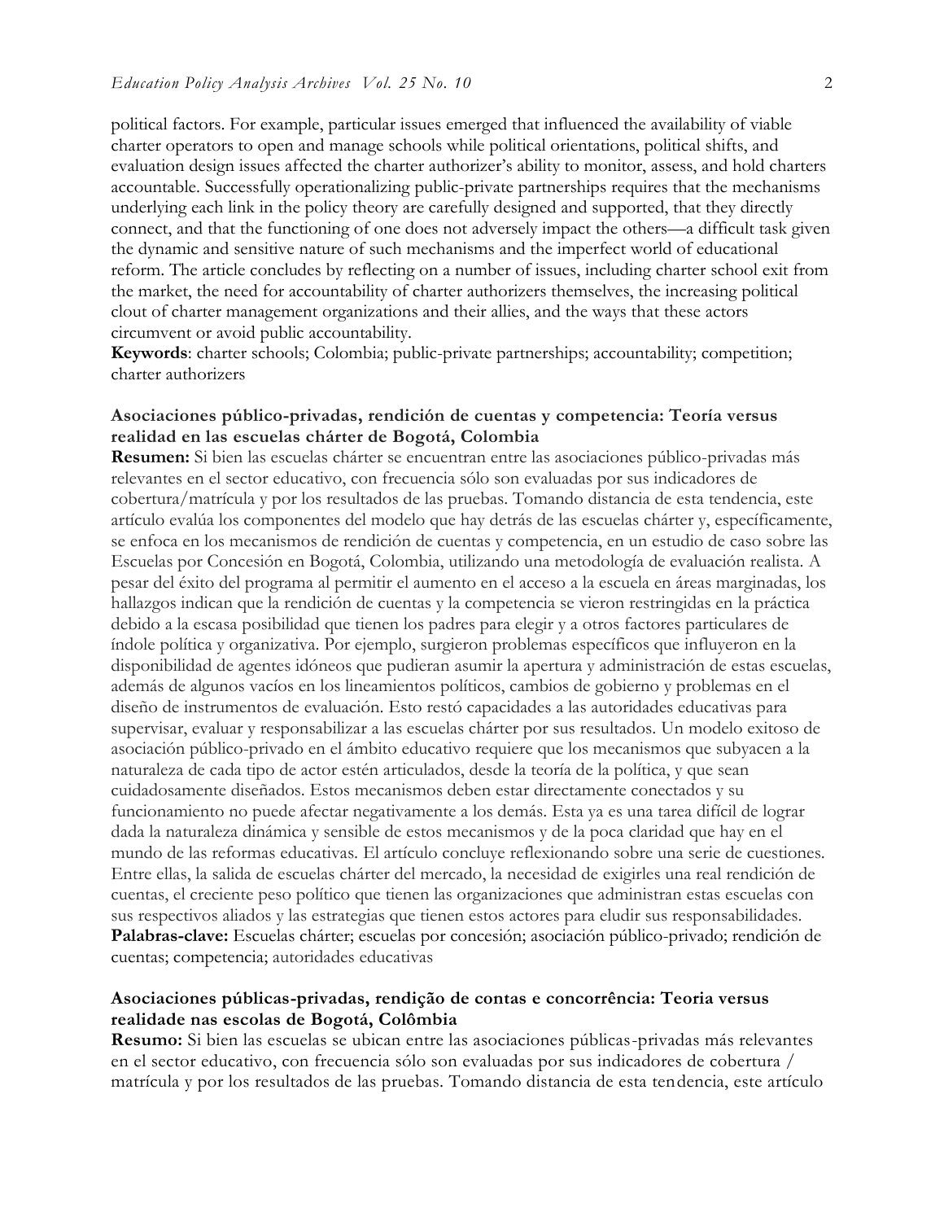political factors. For example, particular issues emerged that influenced the availability of viable charter operators to open and manage schools while political orientations, political shifts, and evaluation design issues affected the charter authorizer's ability to monitor, assess, and hold charters accountable. Successfully operationalizing public-private partnerships requires that the mechanisms underlying each link in the policy theory are carefully designed and supported, that they directly connect, and that the functioning of one does not adversely impact the others—a difficult task given the dynamic and sensitive nature of such mechanisms and the imperfect world of educational reform. The article concludes by reflecting on a number of issues, including charter school exit from the market, the need for accountability of charter authorizers themselves, the increasing political clout of charter management organizations and their allies, and the ways that these actors circumvent or avoid public accountability.

**Keywords**: charter schools; Colombia; public-private partnerships; accountability; competition; charter authorizers

**Asociaciones público-privadas, rendición de cuentas y competencia: Teoría versus realidad en las escuelas chárter de Bogotá, Colombia**

**Resumen:** Si bien las escuelas chárter se encuentran entre las asociaciones público-privadas más relevantes en el sector educativo, con frecuencia sólo son evaluadas por sus indicadores de cobertura/matrícula y por los resultados de las pruebas. Tomando distancia de esta tendencia, este artículo evalúa los componentes del modelo que hay detrás de las escuelas chárter y, específicamente, se enfoca en los mecanismos de rendición de cuentas y competencia, en un estudio de caso sobre las Escuelas por Concesión en Bogotá, Colombia, utilizando una metodología de evaluación realista. A pesar del éxito del programa al permitir el aumento en el acceso a la escuela en áreas marginadas, los hallazgos indican que la rendición de cuentas y la competencia se vieron restringidas en la práctica debido a la escasa posibilidad que tienen los padres para elegir y a otros factores particulares de índole política y organizativa. Por ejemplo, surgieron problemas específicos que influyeron en la disponibilidad de agentes idóneos que pudieran asumir la apertura y administración de estas escuelas, además de algunos vacíos en los lineamientos políticos, cambios de gobierno y problemas en el diseño de instrumentos de evaluación. Esto restó capacidades a las autoridades educativas para supervisar, evaluar y responsabilizar a las escuelas chárter por sus resultados. Un modelo exitoso de asociación público-privado en el ámbito educativo requiere que los mecanismos que subyacen a la naturaleza de cada tipo de actor estén articulados, desde la teoría de la política, y que sean cuidadosamente diseñados. Estos mecanismos deben estar directamente conectados y su funcionamiento no puede afectar negativamente a los demás. Esta ya es una tarea difícil de lograr dada la naturaleza dinámica y sensible de estos mecanismos y de la poca claridad que hay en el mundo de las reformas educativas. El artículo concluye reflexionando sobre una serie de cuestiones. Entre ellas, la salida de escuelas chárter del mercado, la necesidad de exigirles una real rendición de cuentas, el creciente peso político que tienen las organizaciones que administran estas escuelas con sus respectivos aliados y las estrategias que tienen estos actores para eludir sus responsabilidades.

**Palabras-clave:** Escuelas chárter; escuelas por concesión; asociación público-privado; rendición de cuentas; competencia; autoridades educativas

**Asociaciones públicas-privadas, rendição de contas e concorrência: Teoria versus realidade nas escolas de Bogotá, Colômbia**

**Resumo:** Si bien las escuelas se ubican entre las asociaciones públicas-privadas más relevantes en el sector educativo, con frecuencia sólo son evaluadas por sus indicadores de cobertura / matrícula y por los resultados de las pruebas. Tomando distancia de esta tendencia, este artículo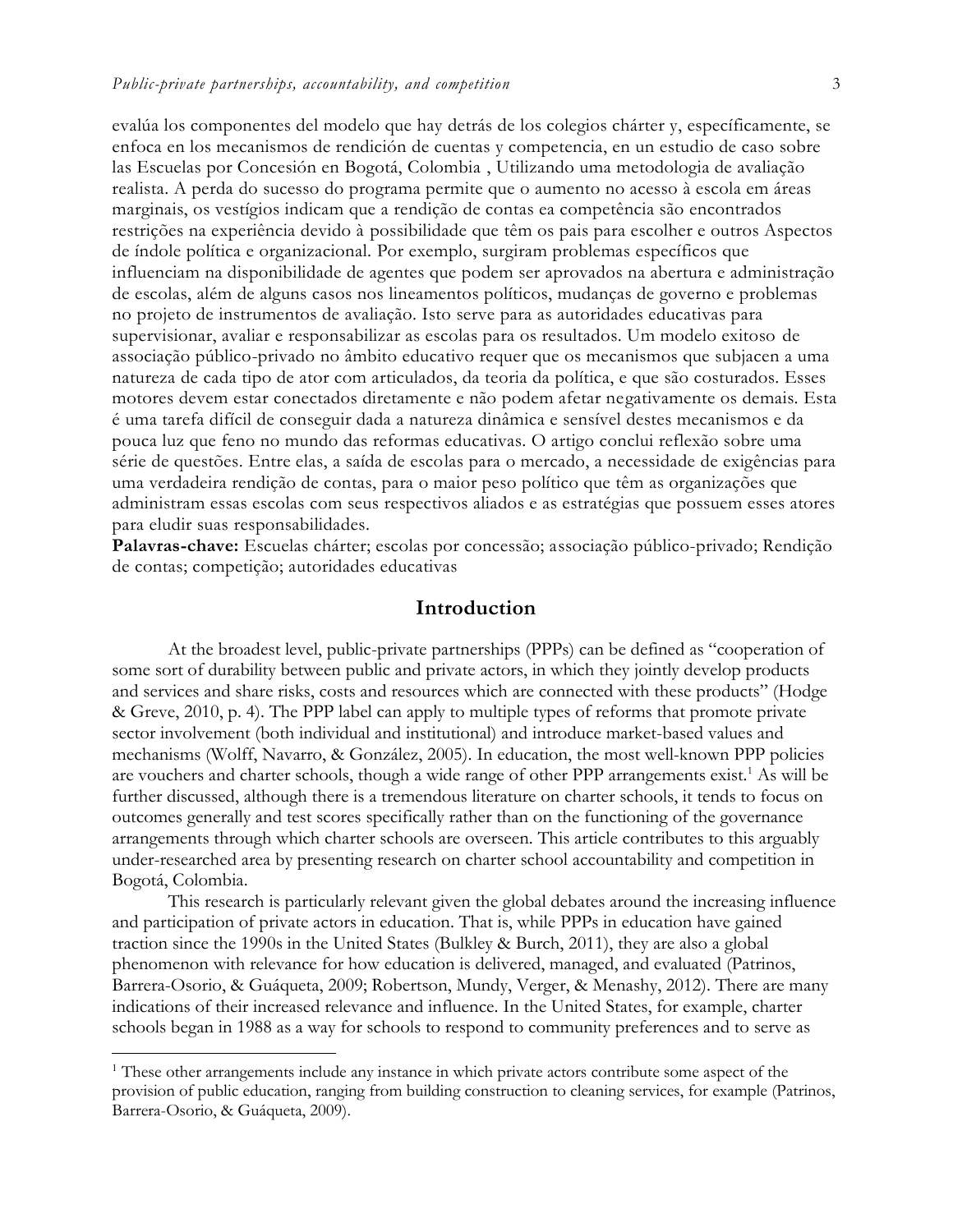evalúa los componentes del modelo que hay detrás de los colegios chárter y, específicamente, se enfoca en los mecanismos de rendición de cuentas y competencia, en un estudio de caso sobre las Escuelas por Concesión en Bogotá, Colombia , Utilizando uma metodologia de avaliação realista. A perda do sucesso do programa permite que o aumento no acesso à escola em áreas marginais, os vestígios indicam que a rendição de contas ea competência são encontrados restrições na experiência devido à possibilidade que têm os pais para escolher e outros Aspectos de índole política e organizacional. Por exemplo, surgiram problemas específicos que influenciam na disponibilidade de agentes que podem ser aprovados na abertura e administração de escolas, além de alguns casos nos lineamentos políticos, mudanças de governo e problemas no projeto de instrumentos de avaliação. Isto serve para as autoridades educativas para supervisionar, avaliar e responsabilizar as escolas para os resultados. Um modelo exitoso de associação público-privado no âmbito educativo requer que os mecanismos que subjacen a uma natureza de cada tipo de ator com articulados, da teoria da política, e que são costurados. Esses motores devem estar conectados diretamente e não podem afetar negativamente os demais. Esta é uma tarefa difícil de conseguir dada a natureza dinâmica e sensível destes mecanismos e da pouca luz que feno no mundo das reformas educativas. O artigo conclui reflexão sobre uma série de questões. Entre elas, a saída de escolas para o mercado, a necessidade de exigências para uma verdadeira rendição de contas, para o maior peso político que têm as organizações que administram essas escolas com seus respectivos aliados e as estratégias que possuem esses atores para eludir suas responsabilidades.

**Palavras-chave:** Escuelas chárter; escolas por concessão; associação público-privado; Rendição de contas; competição; autoridades educativas

## Introduction

At the broadest level, public-private partnerships (PPPs) can be defined as "cooperation of some sort of durability between public and private actors, in which they jointly develop products and services and share risks, costs and resources which are connected with these products" (Hodge & Greve, 2010, p. 4). The PPP label can apply to multiple types of reforms that promote private sector involvement (both individual and institutional) and introduce market-based values and mechanisms (Wolff, Navarro, & González, 2005). In education, the most well-known PPP policies are vouchers and charter schools, though a wide range of other PPP arrangements exist.[1] As will be further discussed, although there is a tremendous literature on charter schools, it tends to focus on outcomes generally and test scores specifically rather than on the functioning of the governance arrangements through which charter schools are overseen. This article contributes to this arguably under-researched area by presenting research on charter school accountability and competition in Bogotá, Colombia.

This research is particularly relevant given the global debates around the increasing influence and participation of private actors in education. That is, while PPPs in education have gained traction since the 1990s in the United States (Bulkley & Burch, 2011), they are also a global phenomenon with relevance for how education is delivered, managed, and evaluated (Patrinos, Barrera-Osorio, & Guáqueta, 2009; Robertson, Mundy, Verger, & Menashy, 2012). There are many indications of their increased relevance and influence. In the United States, for example, charter schools began in 1988 as a way for schools to respond to community preferences and to serve as

[1] These other arrangements include any instance in which private actors contribute some aspect of the provision of public education, ranging from building construction to cleaning services, for example (Patrinos, Barrera-Osorio, & Guáqueta, 2009).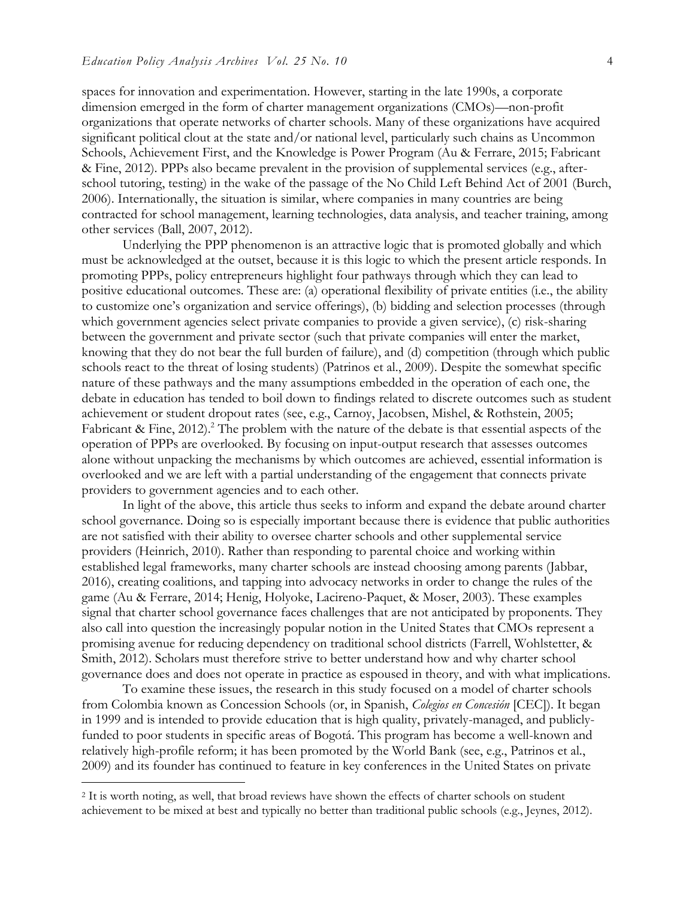spaces for innovation and experimentation. However, starting in the late 1990s, a corporate dimension emerged in the form of charter management organizations (CMOs)—non-profit organizations that operate networks of charter schools. Many of these organizations have acquired significant political clout at the state and/or national level, particularly such chains as Uncommon Schools, Achievement First, and the Knowledge is Power Program (Au & Ferrare, 2015; Fabricant & Fine, 2012). PPPs also became prevalent in the provision of supplemental services (e.g., after-school tutoring, testing) in the wake of the passage of the No Child Left Behind Act of 2001 (Burch, 2006). Internationally, the situation is similar, where companies in many countries are being contracted for school management, learning technologies, data analysis, and teacher training, among other services (Ball, 2007, 2012).

Underlying the PPP phenomenon is an attractive logic that is promoted globally and which must be acknowledged at the outset, because it is this logic to which the present article responds. In promoting PPPs, policy entrepreneurs highlight four pathways through which they can lead to positive educational outcomes. These are: (a) operational flexibility of private entities (i.e., the ability to customize one's organization and service offerings), (b) bidding and selection processes (through which government agencies select private companies to provide a given service), (c) risk-sharing between the government and private sector (such that private companies will enter the market, knowing that they do not bear the full burden of failure), and (d) competition (through which public schools react to the threat of losing students) (Patrinos et al., 2009). Despite the somewhat specific nature of these pathways and the many assumptions embedded in the operation of each one, the debate in education has tended to boil down to findings related to discrete outcomes such as student achievement or student dropout rates (see, e.g., Carnoy, Jacobsen, Mishel, & Rothstein, 2005; Fabricant & Fine, 2012).[2] The problem with the nature of the debate is that essential aspects of the operation of PPPs are overlooked. By focusing on input-output research that assesses outcomes alone without unpacking the mechanisms by which outcomes are achieved, essential information is overlooked and we are left with a partial understanding of the engagement that connects private providers to government agencies and to each other.

In light of the above, this article thus seeks to inform and expand the debate around charter school governance. Doing so is especially important because there is evidence that public authorities are not satisfied with their ability to oversee charter schools and other supplemental service providers (Heinrich, 2010). Rather than responding to parental choice and working within established legal frameworks, many charter schools are instead choosing among parents (Jabbar, 2016), creating coalitions, and tapping into advocacy networks in order to change the rules of the game (Au & Ferrare, 2014; Henig, Holyoke, Lacireno-Paquet, & Moser, 2003). These examples signal that charter school governance faces challenges that are not anticipated by proponents. They also call into question the increasingly popular notion in the United States that CMOs represent a promising avenue for reducing dependency on traditional school districts (Farrell, Wohlstetter, & Smith, 2012). Scholars must therefore strive to better understand how and why charter school governance does and does not operate in practice as espoused in theory, and with what implications.

To examine these issues, the research in this study focused on a model of charter schools from Colombia known as Concession Schools (or, in Spanish, *Colegios en Concesión* [CEC]). It began in 1999 and is intended to provide education that is high quality, privately-managed, and publicly-funded to poor students in specific areas of Bogotá. This program has become a well-known and relatively high-profile reform; it has been promoted by the World Bank (see, e.g., Patrinos et al., 2009) and its founder has continued to feature in key conferences in the United States on private

[2] It is worth noting, as well, that broad reviews have shown the effects of charter schools on student achievement to be mixed at best and typically no better than traditional public schools (e.g., Jeynes, 2012).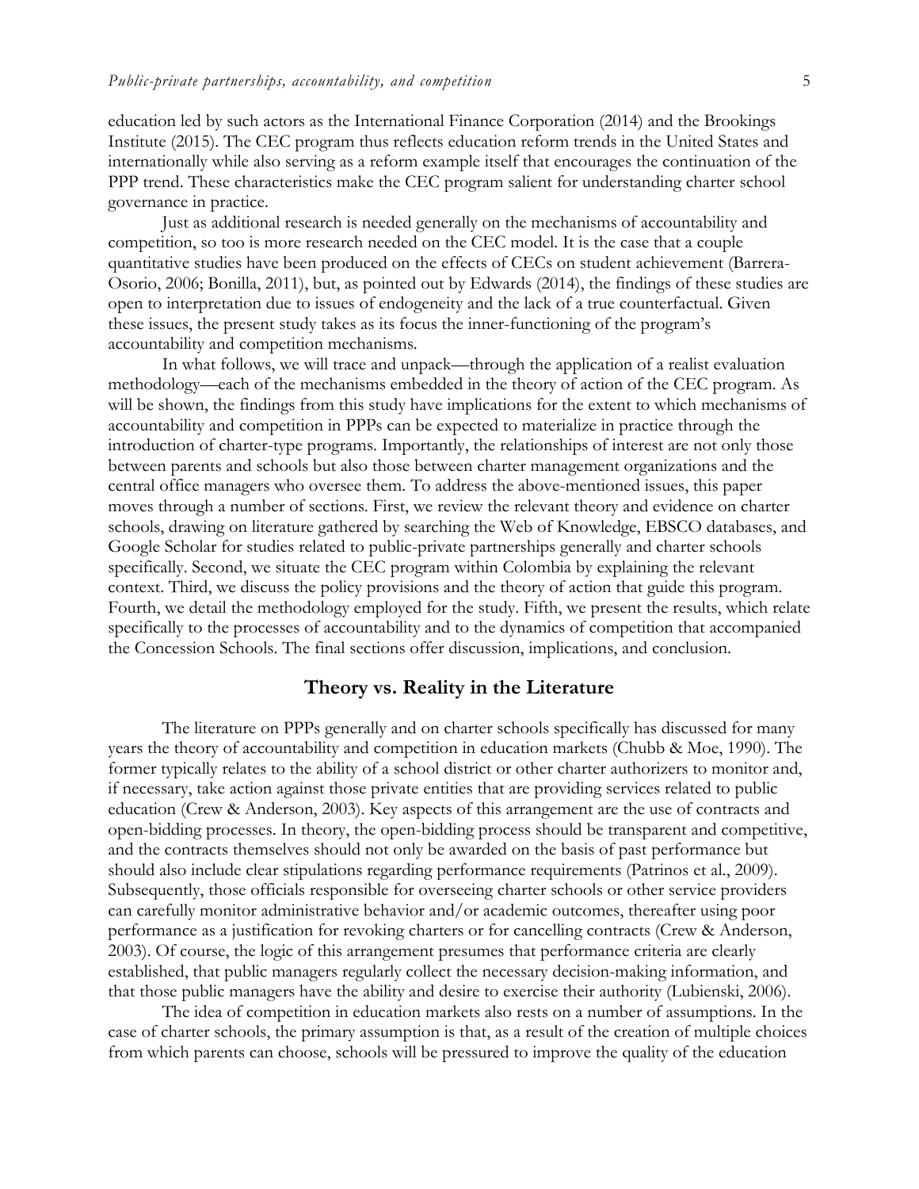education led by such actors as the International Finance Corporation (2014) and the Brookings Institute (2015). The CEC program thus reflects education reform trends in the United States and internationally while also serving as a reform example itself that encourages the continuation of the PPP trend. These characteristics make the CEC program salient for understanding charter school governance in practice.

Just as additional research is needed generally on the mechanisms of accountability and competition, so too is more research needed on the CEC model. It is the case that a couple quantitative studies have been produced on the effects of CECs on student achievement (Barrera-Osorio, 2006; Bonilla, 2011), but, as pointed out by Edwards (2014), the findings of these studies are open to interpretation due to issues of endogeneity and the lack of a true counterfactual. Given these issues, the present study takes as its focus the inner-functioning of the program's accountability and competition mechanisms.

In what follows, we will trace and unpack—through the application of a realist evaluation methodology—each of the mechanisms embedded in the theory of action of the CEC program. As will be shown, the findings from this study have implications for the extent to which mechanisms of accountability and competition in PPPs can be expected to materialize in practice through the introduction of charter-type programs. Importantly, the relationships of interest are not only those between parents and schools but also those between charter management organizations and the central office managers who oversee them. To address the above-mentioned issues, this paper moves through a number of sections. First, we review the relevant theory and evidence on charter schools, drawing on literature gathered by searching the Web of Knowledge, EBSCO databases, and Google Scholar for studies related to public-private partnerships generally and charter schools specifically. Second, we situate the CEC program within Colombia by explaining the relevant context. Third, we discuss the policy provisions and the theory of action that guide this program. Fourth, we detail the methodology employed for the study. Fifth, we present the results, which relate specifically to the processes of accountability and to the dynamics of competition that accompanied the Concession Schools. The final sections offer discussion, implications, and conclusion.

## Theory vs. Reality in the Literature

The literature on PPPs generally and on charter schools specifically has discussed for many years the theory of accountability and competition in education markets (Chubb & Moe, 1990). The former typically relates to the ability of a school district or other charter authorizers to monitor and, if necessary, take action against those private entities that are providing services related to public education (Crew & Anderson, 2003). Key aspects of this arrangement are the use of contracts and open-bidding processes. In theory, the open-bidding process should be transparent and competitive, and the contracts themselves should not only be awarded on the basis of past performance but should also include clear stipulations regarding performance requirements (Patrinos et al., 2009). Subsequently, those officials responsible for overseeing charter schools or other service providers can carefully monitor administrative behavior and/or academic outcomes, thereafter using poor performance as a justification for revoking charters or for cancelling contracts (Crew & Anderson, 2003). Of course, the logic of this arrangement presumes that performance criteria are clearly established, that public managers regularly collect the necessary decision-making information, and that those public managers have the ability and desire to exercise their authority (Lubienski, 2006).

The idea of competition in education markets also rests on a number of assumptions. In the case of charter schools, the primary assumption is that, as a result of the creation of multiple choices from which parents can choose, schools will be pressured to improve the quality of the education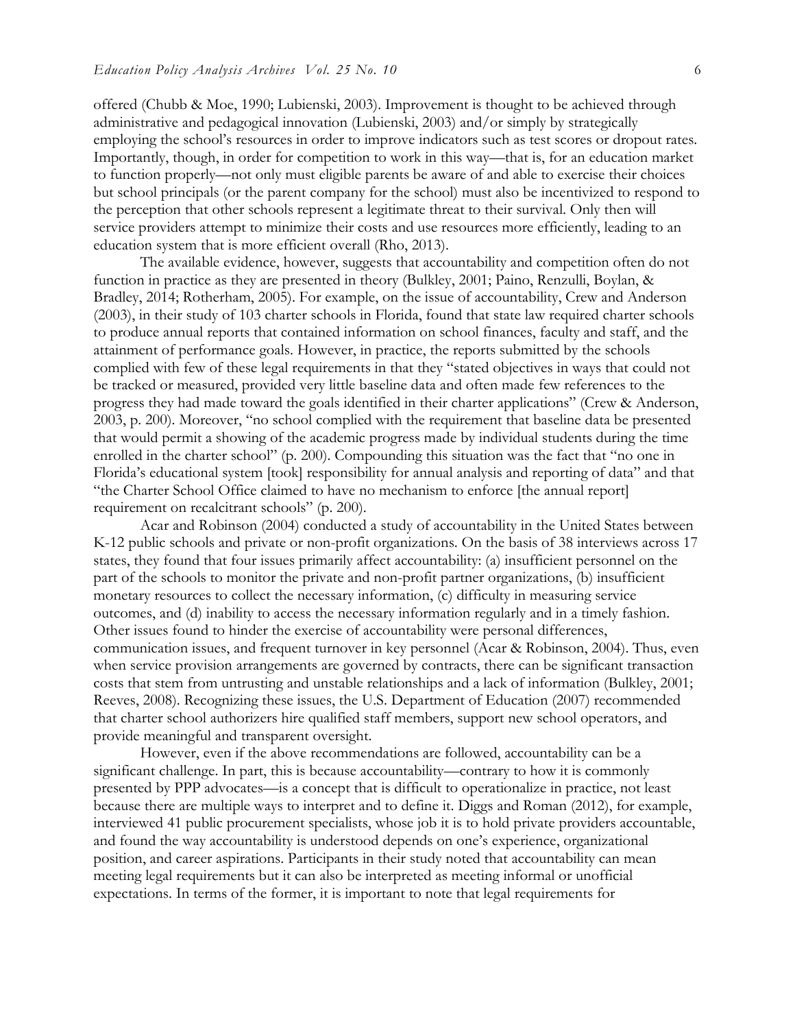offered (Chubb & Moe, 1990; Lubienski, 2003). Improvement is thought to be achieved through administrative and pedagogical innovation (Lubienski, 2003) and/or simply by strategically employing the school's resources in order to improve indicators such as test scores or dropout rates. Importantly, though, in order for competition to work in this way—that is, for an education market to function properly—not only must eligible parents be aware of and able to exercise their choices but school principals (or the parent company for the school) must also be incentivized to respond to the perception that other schools represent a legitimate threat to their survival. Only then will service providers attempt to minimize their costs and use resources more efficiently, leading to an education system that is more efficient overall (Rho, 2013).

The available evidence, however, suggests that accountability and competition often do not function in practice as they are presented in theory (Bulkley, 2001; Paino, Renzulli, Boylan, & Bradley, 2014; Rotherham, 2005). For example, on the issue of accountability, Crew and Anderson (2003), in their study of 103 charter schools in Florida, found that state law required charter schools to produce annual reports that contained information on school finances, faculty and staff, and the attainment of performance goals. However, in practice, the reports submitted by the schools complied with few of these legal requirements in that they "stated objectives in ways that could not be tracked or measured, provided very little baseline data and often made few references to the progress they had made toward the goals identified in their charter applications" (Crew & Anderson, 2003, p. 200). Moreover, "no school complied with the requirement that baseline data be presented that would permit a showing of the academic progress made by individual students during the time enrolled in the charter school" (p. 200). Compounding this situation was the fact that "no one in Florida's educational system [took] responsibility for annual analysis and reporting of data" and that "the Charter School Office claimed to have no mechanism to enforce [the annual report] requirement on recalcitrant schools" (p. 200).

Acar and Robinson (2004) conducted a study of accountability in the United States between K-12 public schools and private or non-profit organizations. On the basis of 38 interviews across 17 states, they found that four issues primarily affect accountability: (a) insufficient personnel on the part of the schools to monitor the private and non-profit partner organizations, (b) insufficient monetary resources to collect the necessary information, (c) difficulty in measuring service outcomes, and (d) inability to access the necessary information regularly and in a timely fashion. Other issues found to hinder the exercise of accountability were personal differences, communication issues, and frequent turnover in key personnel (Acar & Robinson, 2004). Thus, even when service provision arrangements are governed by contracts, there can be significant transaction costs that stem from untrusting and unstable relationships and a lack of information (Bulkley, 2001; Reeves, 2008). Recognizing these issues, the U.S. Department of Education (2007) recommended that charter school authorizers hire qualified staff members, support new school operators, and provide meaningful and transparent oversight.

However, even if the above recommendations are followed, accountability can be a significant challenge. In part, this is because accountability—contrary to how it is commonly presented by PPP advocates—is a concept that is difficult to operationalize in practice, not least because there are multiple ways to interpret and to define it. Diggs and Roman (2012), for example, interviewed 41 public procurement specialists, whose job it is to hold private providers accountable, and found the way accountability is understood depends on one's experience, organizational position, and career aspirations. Participants in their study noted that accountability can mean meeting legal requirements but it can also be interpreted as meeting informal or unofficial expectations. In terms of the former, it is important to note that legal requirements for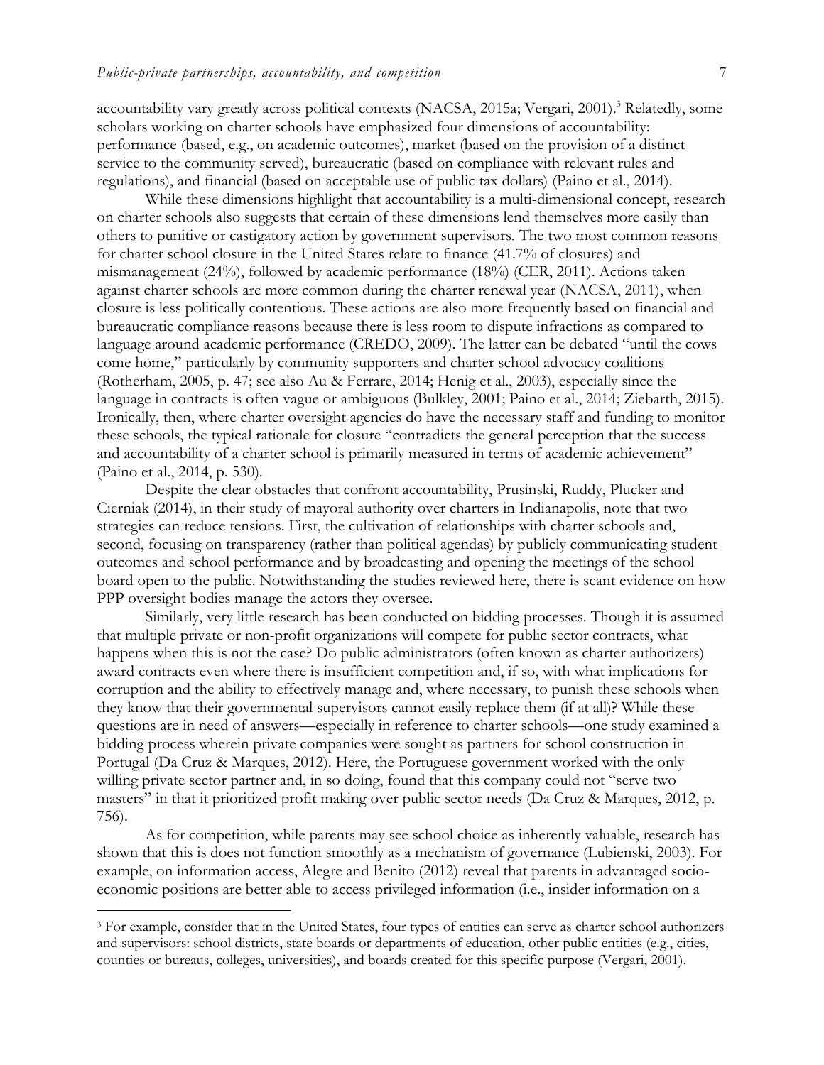accountability vary greatly across political contexts (NACSA, 2015a; Vergari, 2001).[3] Relatedly, some scholars working on charter schools have emphasized four dimensions of accountability: performance (based, e.g., on academic outcomes), market (based on the provision of a distinct service to the community served), bureaucratic (based on compliance with relevant rules and regulations), and financial (based on acceptable use of public tax dollars) (Paino et al., 2014).

While these dimensions highlight that accountability is a multi-dimensional concept, research on charter schools also suggests that certain of these dimensions lend themselves more easily than others to punitive or castigatory action by government supervisors. The two most common reasons for charter school closure in the United States relate to finance (41.7% of closures) and mismanagement (24%), followed by academic performance (18%) (CER, 2011). Actions taken against charter schools are more common during the charter renewal year (NACSA, 2011), when closure is less politically contentious. These actions are also more frequently based on financial and bureaucratic compliance reasons because there is less room to dispute infractions as compared to language around academic performance (CREDO, 2009). The latter can be debated "until the cows come home," particularly by community supporters and charter school advocacy coalitions (Rotherham, 2005, p. 47; see also Au & Ferrare, 2014; Henig et al., 2003), especially since the language in contracts is often vague or ambiguous (Bulkley, 2001; Paino et al., 2014; Ziebarth, 2015). Ironically, then, where charter oversight agencies do have the necessary staff and funding to monitor these schools, the typical rationale for closure "contradicts the general perception that the success and accountability of a charter school is primarily measured in terms of academic achievement" (Paino et al., 2014, p. 530).

Despite the clear obstacles that confront accountability, Prusinski, Ruddy, Plucker and Cierniak (2014), in their study of mayoral authority over charters in Indianapolis, note that two strategies can reduce tensions. First, the cultivation of relationships with charter schools and, second, focusing on transparency (rather than political agendas) by publicly communicating student outcomes and school performance and by broadcasting and opening the meetings of the school board open to the public. Notwithstanding the studies reviewed here, there is scant evidence on how PPP oversight bodies manage the actors they oversee.

Similarly, very little research has been conducted on bidding processes. Though it is assumed that multiple private or non-profit organizations will compete for public sector contracts, what happens when this is not the case? Do public administrators (often known as charter authorizers) award contracts even where there is insufficient competition and, if so, with what implications for corruption and the ability to effectively manage and, where necessary, to punish these schools when they know that their governmental supervisors cannot easily replace them (if at all)? While these questions are in need of answers—especially in reference to charter schools—one study examined a bidding process wherein private companies were sought as partners for school construction in Portugal (Da Cruz & Marques, 2012). Here, the Portuguese government worked with the only willing private sector partner and, in so doing, found that this company could not "serve two masters" in that it prioritized profit making over public sector needs (Da Cruz & Marques, 2012, p. 756).

As for competition, while parents may see school choice as inherently valuable, research has shown that this is does not function smoothly as a mechanism of governance (Lubienski, 2003). For example, on information access, Alegre and Benito (2012) reveal that parents in advantaged socio-economic positions are better able to access privileged information (i.e., insider information on a

---

[3] For example, consider that in the United States, four types of entities can serve as charter school authorizers and supervisors: school districts, state boards or departments of education, other public entities (e.g., cities, counties or bureaus, colleges, universities), and boards created for this specific purpose (Vergari, 2001).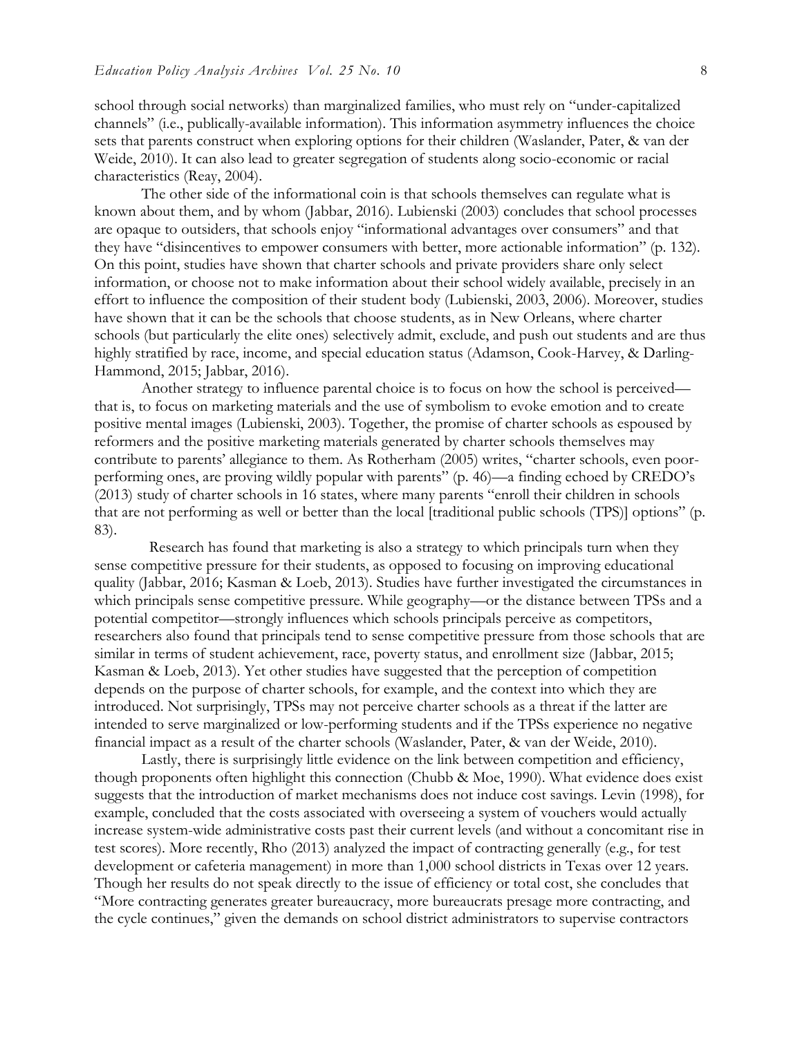school through social networks) than marginalized families, who must rely on "under-capitalized channels" (i.e., publically-available information). This information asymmetry influences the choice sets that parents construct when exploring options for their children (Waslander, Pater, & van der Weide, 2010). It can also lead to greater segregation of students along socio-economic or racial characteristics (Reay, 2004).

The other side of the informational coin is that schools themselves can regulate what is known about them, and by whom (Jabbar, 2016). Lubienski (2003) concludes that school processes are opaque to outsiders, that schools enjoy "informational advantages over consumers" and that they have "disincentives to empower consumers with better, more actionable information" (p. 132). On this point, studies have shown that charter schools and private providers share only select information, or choose not to make information about their school widely available, precisely in an effort to influence the composition of their student body (Lubienski, 2003, 2006). Moreover, studies have shown that it can be the schools that choose students, as in New Orleans, where charter schools (but particularly the elite ones) selectively admit, exclude, and push out students and are thus highly stratified by race, income, and special education status (Adamson, Cook-Harvey, & Darling-Hammond, 2015; Jabbar, 2016).

Another strategy to influence parental choice is to focus on how the school is perceived—that is, to focus on marketing materials and the use of symbolism to evoke emotion and to create positive mental images (Lubienski, 2003). Together, the promise of charter schools as espoused by reformers and the positive marketing materials generated by charter schools themselves may contribute to parents' allegiance to them. As Rotherham (2005) writes, "charter schools, even poor-performing ones, are proving wildly popular with parents" (p. 46)—a finding echoed by CREDO's (2013) study of charter schools in 16 states, where many parents "enroll their children in schools that are not performing as well or better than the local [traditional public schools (TPS)] options" (p. 83).

Research has found that marketing is also a strategy to which principals turn when they sense competitive pressure for their students, as opposed to focusing on improving educational quality (Jabbar, 2016; Kasman & Loeb, 2013). Studies have further investigated the circumstances in which principals sense competitive pressure. While geography—or the distance between TPSs and a potential competitor—strongly influences which schools principals perceive as competitors, researchers also found that principals tend to sense competitive pressure from those schools that are similar in terms of student achievement, race, poverty status, and enrollment size (Jabbar, 2015; Kasman & Loeb, 2013). Yet other studies have suggested that the perception of competition depends on the purpose of charter schools, for example, and the context into which they are introduced. Not surprisingly, TPSs may not perceive charter schools as a threat if the latter are intended to serve marginalized or low-performing students and if the TPSs experience no negative financial impact as a result of the charter schools (Waslander, Pater, & van der Weide, 2010).

Lastly, there is surprisingly little evidence on the link between competition and efficiency, though proponents often highlight this connection (Chubb & Moe, 1990). What evidence does exist suggests that the introduction of market mechanisms does not induce cost savings. Levin (1998), for example, concluded that the costs associated with overseeing a system of vouchers would actually increase system-wide administrative costs past their current levels (and without a concomitant rise in test scores). More recently, Rho (2013) analyzed the impact of contracting generally (e.g., for test development or cafeteria management) in more than 1,000 school districts in Texas over 12 years. Though her results do not speak directly to the issue of efficiency or total cost, she concludes that "More contracting generates greater bureaucracy, more bureaucrats presage more contracting, and the cycle continues," given the demands on school district administrators to supervise contractors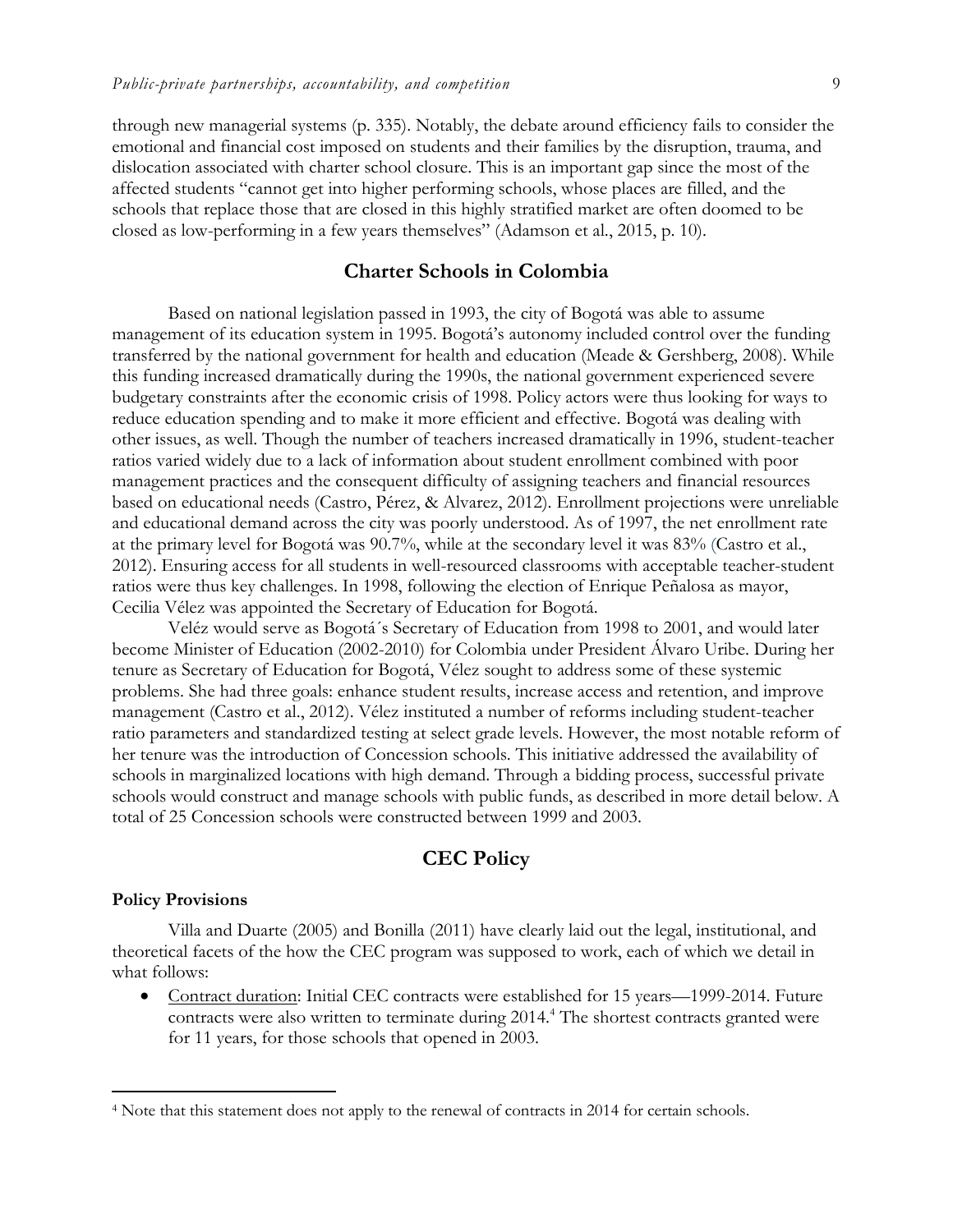through new managerial systems (p. 335). Notably, the debate around efficiency fails to consider the emotional and financial cost imposed on students and their families by the disruption, trauma, and dislocation associated with charter school closure. This is an important gap since the most of the affected students "cannot get into higher performing schools, whose places are filled, and the schools that replace those that are closed in this highly stratified market are often doomed to be closed as low-performing in a few years themselves" (Adamson et al., 2015, p. 10).

## Charter Schools in Colombia

Based on national legislation passed in 1993, the city of Bogotá was able to assume management of its education system in 1995. Bogotá's autonomy included control over the funding transferred by the national government for health and education (Meade & Gershberg, 2008). While this funding increased dramatically during the 1990s, the national government experienced severe budgetary constraints after the economic crisis of 1998. Policy actors were thus looking for ways to reduce education spending and to make it more efficient and effective. Bogotá was dealing with other issues, as well. Though the number of teachers increased dramatically in 1996, student-teacher ratios varied widely due to a lack of information about student enrollment combined with poor management practices and the consequent difficulty of assigning teachers and financial resources based on educational needs (Castro, Pérez, & Alvarez, 2012). Enrollment projections were unreliable and educational demand across the city was poorly understood. As of 1997, the net enrollment rate at the primary level for Bogotá was 90.7%, while at the secondary level it was 83% (Castro et al., 2012). Ensuring access for all students in well-resourced classrooms with acceptable teacher-student ratios were thus key challenges. In 1998, following the election of Enrique Peñalosa as mayor, Cecilia Vélez was appointed the Secretary of Education for Bogotá.

Veléz would serve as Bogotá´s Secretary of Education from 1998 to 2001, and would later become Minister of Education (2002-2010) for Colombia under President Álvaro Uribe. During her tenure as Secretary of Education for Bogotá, Vélez sought to address some of these systemic problems. She had three goals: enhance student results, increase access and retention, and improve management (Castro et al., 2012). Vélez instituted a number of reforms including student-teacher ratio parameters and standardized testing at select grade levels. However, the most notable reform of her tenure was the introduction of Concession schools. This initiative addressed the availability of schools in marginalized locations with high demand. Through a bidding process, successful private schools would construct and manage schools with public funds, as described in more detail below. A total of 25 Concession schools were constructed between 1999 and 2003.

## CEC Policy

### Policy Provisions

Villa and Duarte (2005) and Bonilla (2011) have clearly laid out the legal, institutional, and theoretical facets of the how the CEC program was supposed to work, each of which we detail in what follows:

- Contract duration: Initial CEC contracts were established for 15 years—1999-2014. Future contracts were also written to terminate during 2014.[4] The shortest contracts granted were for 11 years, for those schools that opened in 2003.

[4] Note that this statement does not apply to the renewal of contracts in 2014 for certain schools.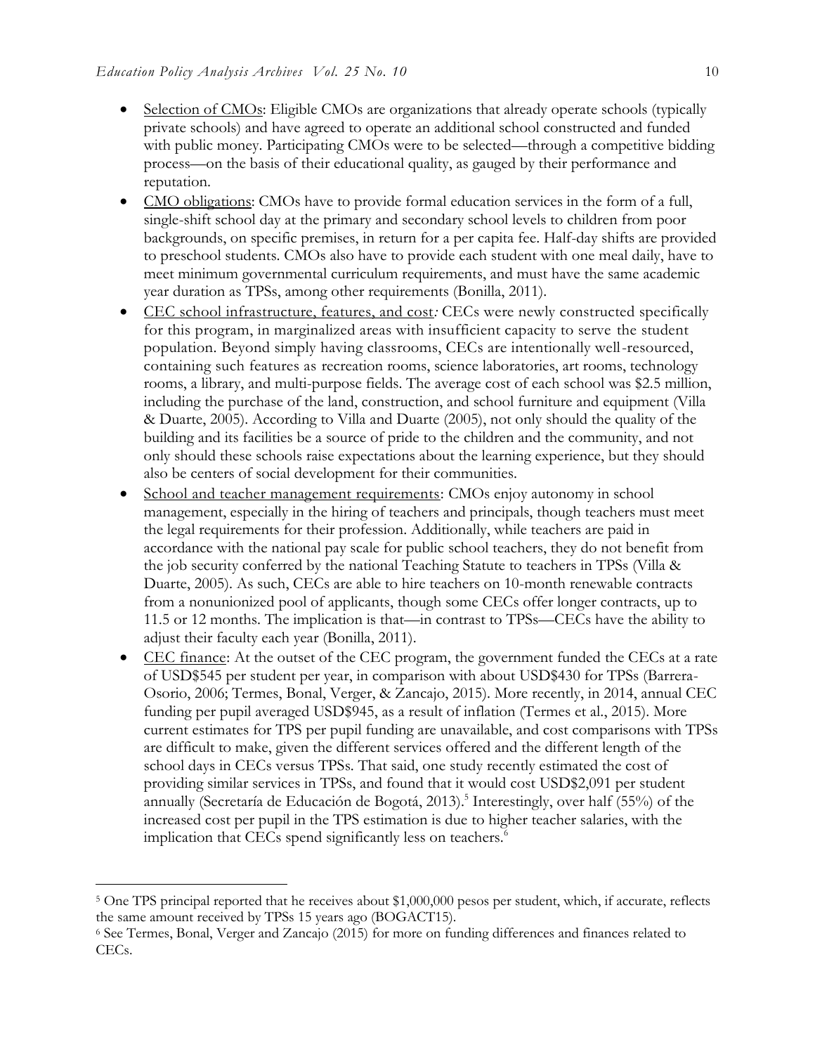- Selection of CMOs: Eligible CMOs are organizations that already operate schools (typically private schools) and have agreed to operate an additional school constructed and funded with public money. Participating CMOs were to be selected—through a competitive bidding process—on the basis of their educational quality, as gauged by their performance and reputation.
- CMO obligations: CMOs have to provide formal education services in the form of a full, single-shift school day at the primary and secondary school levels to children from poor backgrounds, on specific premises, in return for a per capita fee. Half-day shifts are provided to preschool students. CMOs also have to provide each student with one meal daily, have to meet minimum governmental curriculum requirements, and must have the same academic year duration as TPSs, among other requirements (Bonilla, 2011).
- CEC school infrastructure, features, and cost*:* CECs were newly constructed specifically for this program, in marginalized areas with insufficient capacity to serve the student population. Beyond simply having classrooms, CECs are intentionally well-resourced, containing such features as recreation rooms, science laboratories, art rooms, technology rooms, a library, and multi-purpose fields. The average cost of each school was $2.5 million, including the purchase of the land, construction, and school furniture and equipment (Villa & Duarte, 2005). According to Villa and Duarte (2005), not only should the quality of the building and its facilities be a source of pride to the children and the community, and not only should these schools raise expectations about the learning experience, but they should also be centers of social development for their communities.
- School and teacher management requirements: CMOs enjoy autonomy in school management, especially in the hiring of teachers and principals, though teachers must meet the legal requirements for their profession. Additionally, while teachers are paid in accordance with the national pay scale for public school teachers, they do not benefit from the job security conferred by the national Teaching Statute to teachers in TPSs (Villa & Duarte, 2005). As such, CECs are able to hire teachers on 10-month renewable contracts from a nonunionized pool of applicants, though some CECs offer longer contracts, up to 11.5 or 12 months. The implication is that—in contrast to TPSs—CECs have the ability to adjust their faculty each year (Bonilla, 2011).
- CEC finance: At the outset of the CEC program, the government funded the CECs at a rate of USD$545 per student per year, in comparison with about USD$430 for TPSs (Barrera-Osorio, 2006; Termes, Bonal, Verger, & Zancajo, 2015). More recently, in 2014, annual CEC funding per pupil averaged USD$945, as a result of inflation (Termes et al., 2015). More current estimates for TPS per pupil funding are unavailable, and cost comparisons with TPSs are difficult to make, given the different services offered and the different length of the school days in CECs versus TPSs. That said, one study recently estimated the cost of providing similar services in TPSs, and found that it would cost USD$2,091 per student annually (Secretaría de Educación de Bogotá, 2013).[5] Interestingly, over half (55%) of the increased cost per pupil in the TPS estimation is due to higher teacher salaries, with the implication that CECs spend significantly less on teachers.[6]

---

[5] One TPS principal reported that he receives about $1,000,000 pesos per student, which, if accurate, reflects the same amount received by TPSs 15 years ago (BOGACT15).

[6] See Termes, Bonal, Verger and Zancajo (2015) for more on funding differences and finances related to CECs.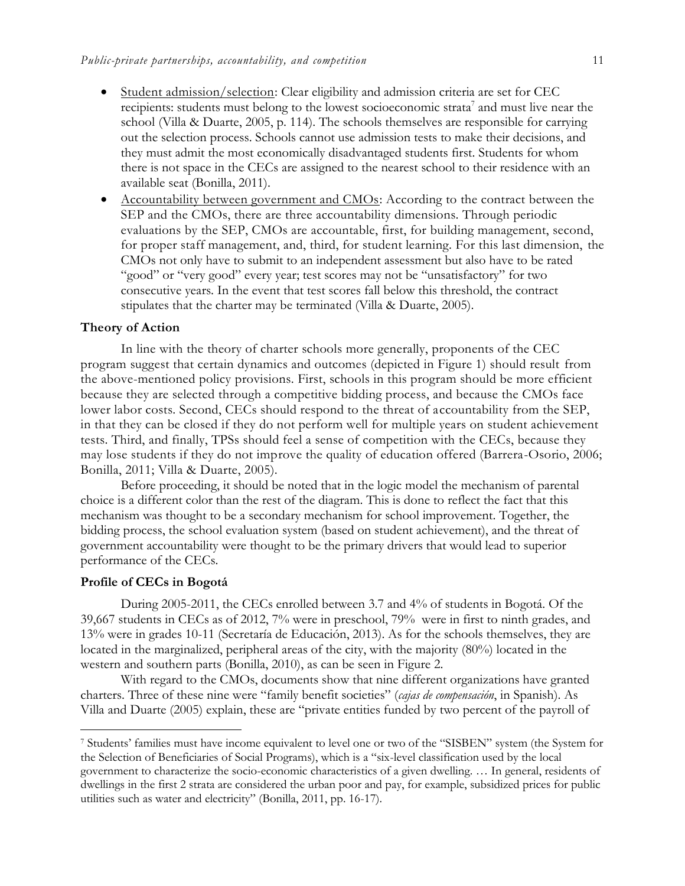- Student admission/selection: Clear eligibility and admission criteria are set for CEC recipients: students must belong to the lowest socioeconomic strata[7] and must live near the school (Villa & Duarte, 2005, p. 114). The schools themselves are responsible for carrying out the selection process. Schools cannot use admission tests to make their decisions, and they must admit the most economically disadvantaged students first. Students for whom there is not space in the CECs are assigned to the nearest school to their residence with an available seat (Bonilla, 2011).
- Accountability between government and CMOs: According to the contract between the SEP and the CMOs, there are three accountability dimensions. Through periodic evaluations by the SEP, CMOs are accountable, first, for building management, second, for proper staff management, and, third, for student learning. For this last dimension, the CMOs not only have to submit to an independent assessment but also have to be rated "good" or "very good" every year; test scores may not be "unsatisfactory" for two consecutive years. In the event that test scores fall below this threshold, the contract stipulates that the charter may be terminated (Villa & Duarte, 2005).

### Theory of Action

In line with the theory of charter schools more generally, proponents of the CEC program suggest that certain dynamics and outcomes (depicted in Figure 1) should result from the above-mentioned policy provisions. First, schools in this program should be more efficient because they are selected through a competitive bidding process, and because the CMOs face lower labor costs. Second, CECs should respond to the threat of accountability from the SEP, in that they can be closed if they do not perform well for multiple years on student achievement tests. Third, and finally, TPSs should feel a sense of competition with the CECs, because they may lose students if they do not improve the quality of education offered (Barrera-Osorio, 2006; Bonilla, 2011; Villa & Duarte, 2005).

Before proceeding, it should be noted that in the logic model the mechanism of parental choice is a different color than the rest of the diagram. This is done to reflect the fact that this mechanism was thought to be a secondary mechanism for school improvement. Together, the bidding process, the school evaluation system (based on student achievement), and the threat of government accountability were thought to be the primary drivers that would lead to superior performance of the CECs.

### Profile of CECs in Bogotá

During 2005-2011, the CECs enrolled between 3.7 and 4% of students in Bogotá. Of the 39,667 students in CECs as of 2012, 7% were in preschool, 79% were in first to ninth grades, and 13% were in grades 10-11 (Secretaría de Educación, 2013). As for the schools themselves, they are located in the marginalized, peripheral areas of the city, with the majority (80%) located in the western and southern parts (Bonilla, 2010), as can be seen in Figure 2.

With regard to the CMOs, documents show that nine different organizations have granted charters. Three of these nine were "family benefit societies" (*cajas de compensación*, in Spanish). As Villa and Duarte (2005) explain, these are "private entities funded by two percent of the payroll of

---

[7] Students' families must have income equivalent to level one or two of the "SISBEN" system (the System for the Selection of Beneficiaries of Social Programs), which is a "six-level classification used by the local government to characterize the socio-economic characteristics of a given dwelling. … In general, residents of dwellings in the first 2 strata are considered the urban poor and pay, for example, subsidized prices for public utilities such as water and electricity" (Bonilla, 2011, pp. 16-17).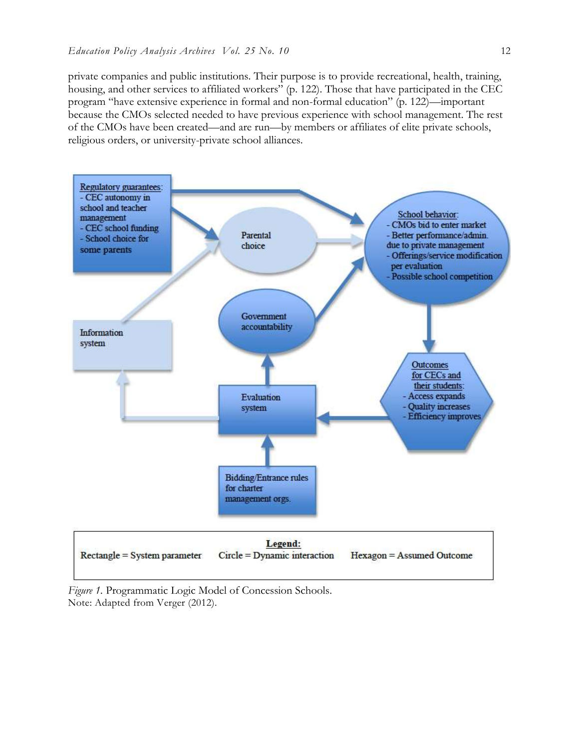private companies and public institutions. Their purpose is to provide recreational, health, training, housing, and other services to affiliated workers" (p. 122). Those that have participated in the CEC program "have extensive experience in formal and non-formal education" (p. 122)—important because the CMOs selected needed to have previous experience with school management. The rest of the CMOs have been created—and are run—by members or affiliates of elite private schools, religious orders, or university-private school alliances.

Regulatory guarantees:
- CEC autonomy in school and teacher management
- CEC school funding
- School choice for some parents

Parental choice

School behavior:
- CMOs bid to enter market
- Better performance/admin. due to private management
- Offerings/service modification per evaluation
- Possible school competition

Government accountability

Information system

Outcomes for CECs and their students:
- Access expands
- Quality increases
- Efficiency improves

Evaluation system

Bidding/Entrance rules for charter management orgs.

**Legend:**
Rectangle = System parameter   Circle = Dynamic interaction   Hexagon = Assumed Outcome

*Figure 1.* Programmatic Logic Model of Concession Schools.
Note: Adapted from Verger (2012).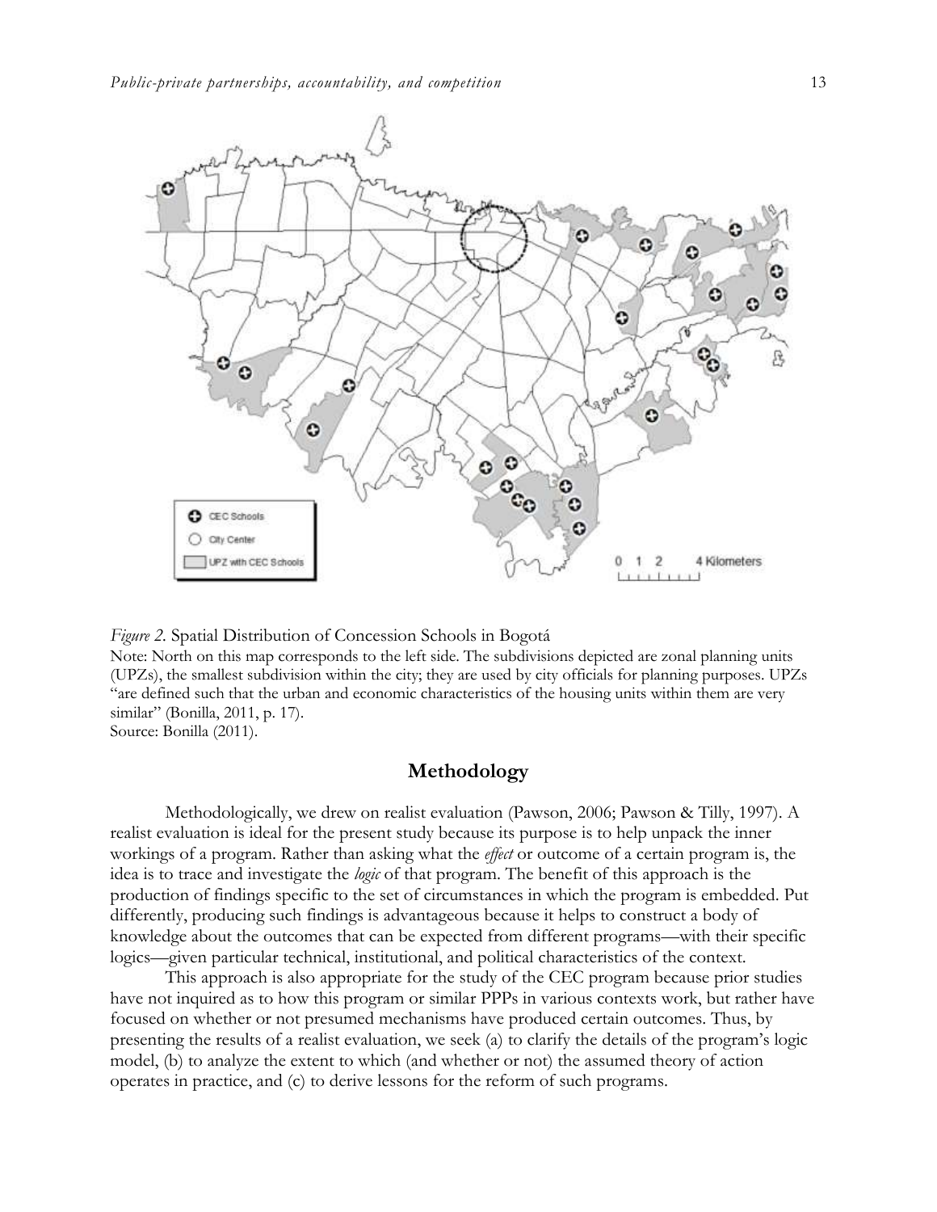*Figure 2.* Spatial Distribution of Concession Schools in Bogotá

Note: North on this map corresponds to the left side. The subdivisions depicted are zonal planning units (UPZs), the smallest subdivision within the city; they are used by city officials for planning purposes. UPZs "are defined such that the urban and economic characteristics of the housing units within them are very similar" (Bonilla, 2011, p. 17).

Source: Bonilla (2011).

## Methodology

Methodologically, we drew on realist evaluation (Pawson, 2006; Pawson & Tilly, 1997). A realist evaluation is ideal for the present study because its purpose is to help unpack the inner workings of a program. Rather than asking what the *effect* or outcome of a certain program is, the idea is to trace and investigate the *logic* of that program. The benefit of this approach is the production of findings specific to the set of circumstances in which the program is embedded. Put differently, producing such findings is advantageous because it helps to construct a body of knowledge about the outcomes that can be expected from different programs—with their specific logics—given particular technical, institutional, and political characteristics of the context.

This approach is also appropriate for the study of the CEC program because prior studies have not inquired as to how this program or similar PPPs in various contexts work, but rather have focused on whether or not presumed mechanisms have produced certain outcomes. Thus, by presenting the results of a realist evaluation, we seek (a) to clarify the details of the program's logic model, (b) to analyze the extent to which (and whether or not) the assumed theory of action operates in practice, and (c) to derive lessons for the reform of such programs.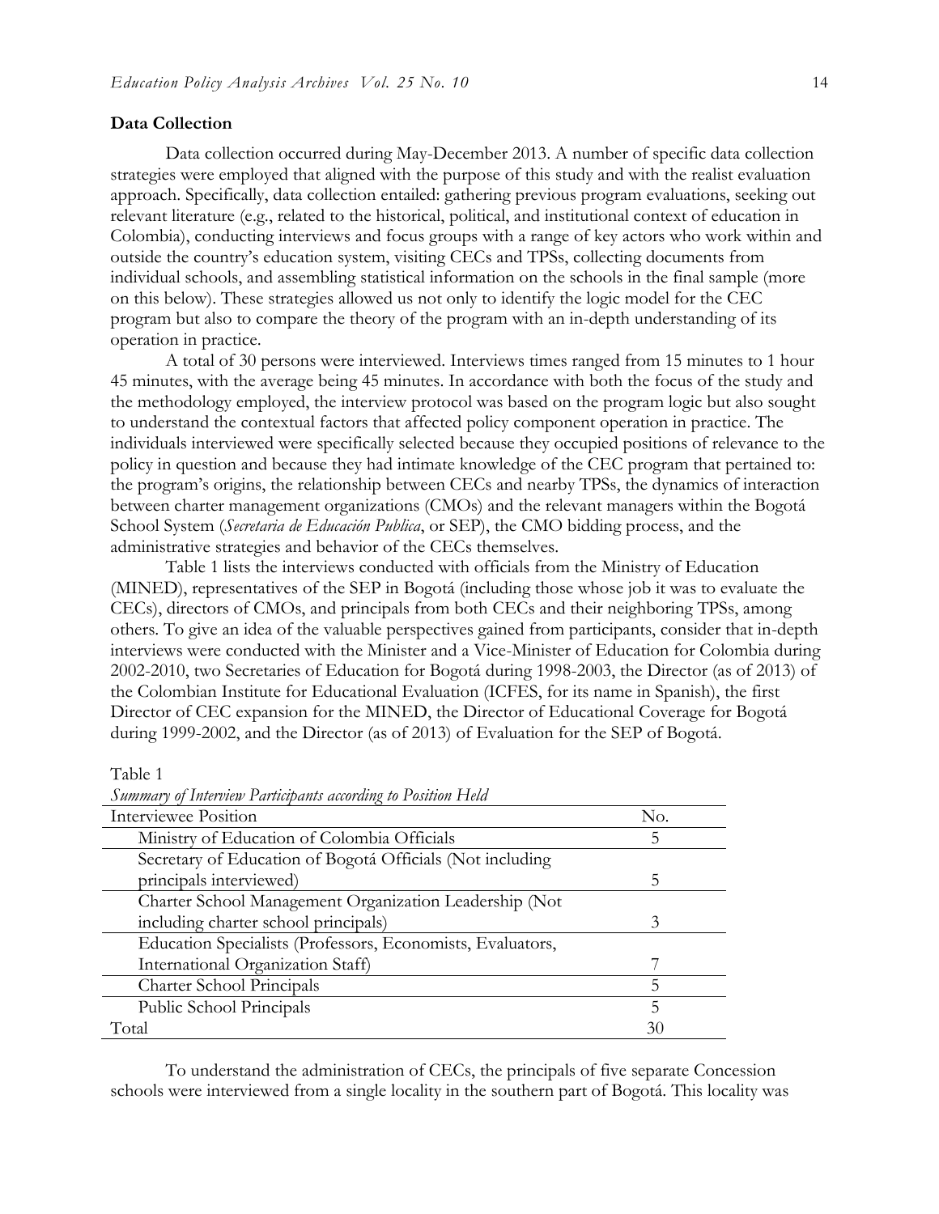### Data Collection

Data collection occurred during May-December 2013. A number of specific data collection strategies were employed that aligned with the purpose of this study and with the realist evaluation approach. Specifically, data collection entailed: gathering previous program evaluations, seeking out relevant literature (e.g., related to the historical, political, and institutional context of education in Colombia), conducting interviews and focus groups with a range of key actors who work within and outside the country's education system, visiting CECs and TPSs, collecting documents from individual schools, and assembling statistical information on the schools in the final sample (more on this below). These strategies allowed us not only to identify the logic model for the CEC program but also to compare the theory of the program with an in-depth understanding of its operation in practice.

A total of 30 persons were interviewed. Interviews times ranged from 15 minutes to 1 hour 45 minutes, with the average being 45 minutes. In accordance with both the focus of the study and the methodology employed, the interview protocol was based on the program logic but also sought to understand the contextual factors that affected policy component operation in practice. The individuals interviewed were specifically selected because they occupied positions of relevance to the policy in question and because they had intimate knowledge of the CEC program that pertained to: the program's origins, the relationship between CECs and nearby TPSs, the dynamics of interaction between charter management organizations (CMOs) and the relevant managers within the Bogotá School System (*Secretaria de Educación Publica*, or SEP), the CMO bidding process, and the administrative strategies and behavior of the CECs themselves.

Table 1 lists the interviews conducted with officials from the Ministry of Education (MINED), representatives of the SEP in Bogotá (including those whose job it was to evaluate the CECs), directors of CMOs, and principals from both CECs and their neighboring TPSs, among others. To give an idea of the valuable perspectives gained from participants, consider that in-depth interviews were conducted with the Minister and a Vice-Minister of Education for Colombia during 2002-2010, two Secretaries of Education for Bogotá during 1998-2003, the Director (as of 2013) of the Colombian Institute for Educational Evaluation (ICFES, for its name in Spanish), the first Director of CEC expansion for the MINED, the Director of Educational Coverage for Bogotá during 1999-2002, and the Director (as of 2013) of Evaluation for the SEP of Bogotá.

Table 1

*Summary of Interview Participants according to Position Held*

| Interviewee Position | No. |
|---|---|
| Ministry of Education of Colombia Officials | 5 |
| Secretary of Education of Bogotá Officials (Not including principals interviewed) | 5 |
| Charter School Management Organization Leadership (Not including charter school principals) | 3 |
| Education Specialists (Professors, Economists, Evaluators, International Organization Staff) | 7 |
| Charter School Principals | 5 |
| Public School Principals | 5 |
| Total | 30 |

To understand the administration of CECs, the principals of five separate Concession schools were interviewed from a single locality in the southern part of Bogotá. This locality was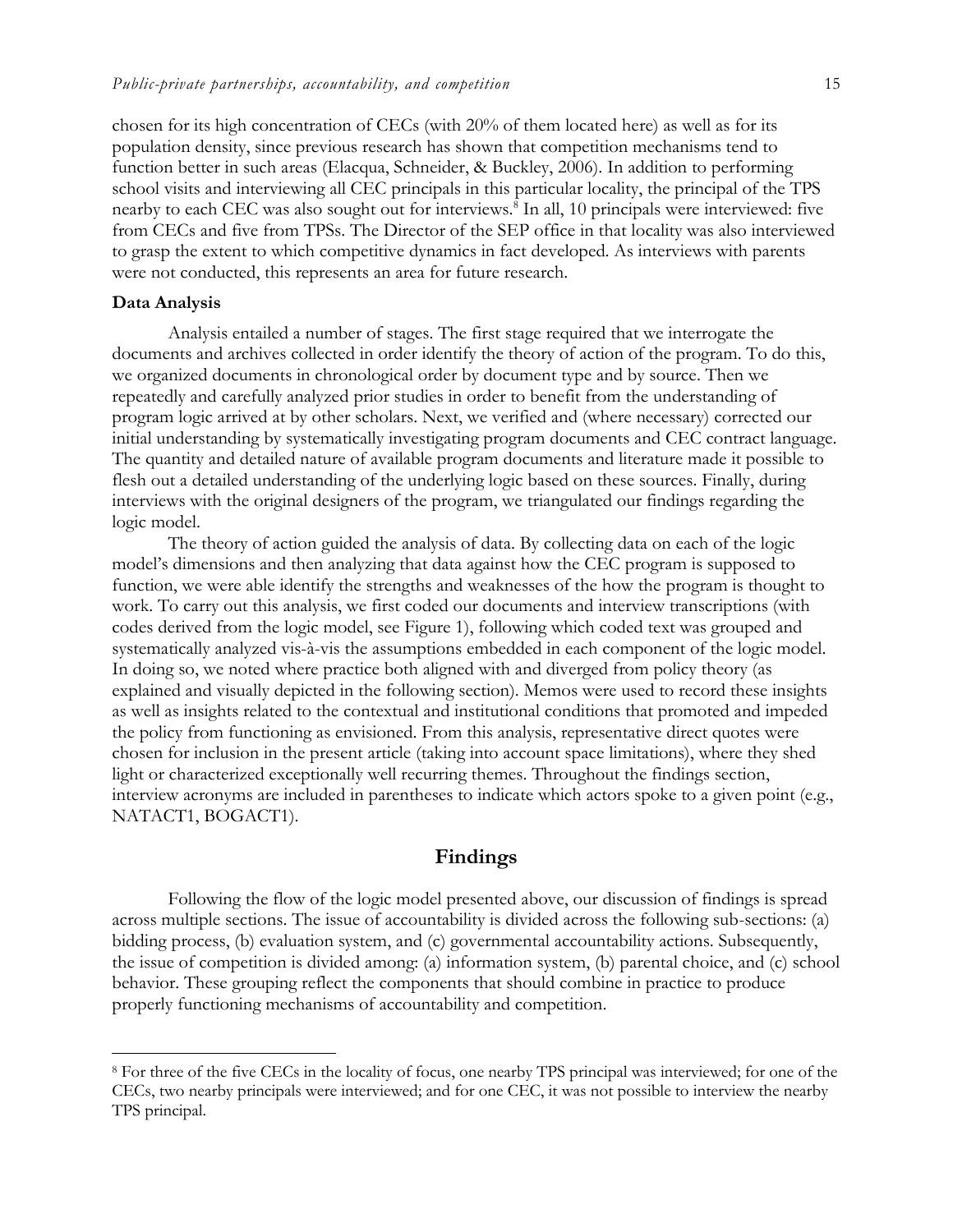chosen for its high concentration of CECs (with 20% of them located here) as well as for its population density, since previous research has shown that competition mechanisms tend to function better in such areas (Elacqua, Schneider, & Buckley, 2006). In addition to performing school visits and interviewing all CEC principals in this particular locality, the principal of the TPS nearby to each CEC was also sought out for interviews.[8] In all, 10 principals were interviewed: five from CECs and five from TPSs. The Director of the SEP office in that locality was also interviewed to grasp the extent to which competitive dynamics in fact developed. As interviews with parents were not conducted, this represents an area for future research.

**Data Analysis**

Analysis entailed a number of stages. The first stage required that we interrogate the documents and archives collected in order identify the theory of action of the program. To do this, we organized documents in chronological order by document type and by source. Then we repeatedly and carefully analyzed prior studies in order to benefit from the understanding of program logic arrived at by other scholars. Next, we verified and (where necessary) corrected our initial understanding by systematically investigating program documents and CEC contract language. The quantity and detailed nature of available program documents and literature made it possible to flesh out a detailed understanding of the underlying logic based on these sources. Finally, during interviews with the original designers of the program, we triangulated our findings regarding the logic model.

The theory of action guided the analysis of data. By collecting data on each of the logic model's dimensions and then analyzing that data against how the CEC program is supposed to function, we were able identify the strengths and weaknesses of the how the program is thought to work. To carry out this analysis, we first coded our documents and interview transcriptions (with codes derived from the logic model, see Figure 1), following which coded text was grouped and systematically analyzed vis-à-vis the assumptions embedded in each component of the logic model. In doing so, we noted where practice both aligned with and diverged from policy theory (as explained and visually depicted in the following section). Memos were used to record these insights as well as insights related to the contextual and institutional conditions that promoted and impeded the policy from functioning as envisioned. From this analysis, representative direct quotes were chosen for inclusion in the present article (taking into account space limitations), where they shed light or characterized exceptionally well recurring themes. Throughout the findings section, interview acronyms are included in parentheses to indicate which actors spoke to a given point (e.g., NATACT1, BOGACT1).

## Findings

Following the flow of the logic model presented above, our discussion of findings is spread across multiple sections. The issue of accountability is divided across the following sub-sections: (a) bidding process, (b) evaluation system, and (c) governmental accountability actions. Subsequently, the issue of competition is divided among: (a) information system, (b) parental choice, and (c) school behavior. These grouping reflect the components that should combine in practice to produce properly functioning mechanisms of accountability and competition.

[8] For three of the five CECs in the locality of focus, one nearby TPS principal was interviewed; for one of the CECs, two nearby principals were interviewed; and for one CEC, it was not possible to interview the nearby TPS principal.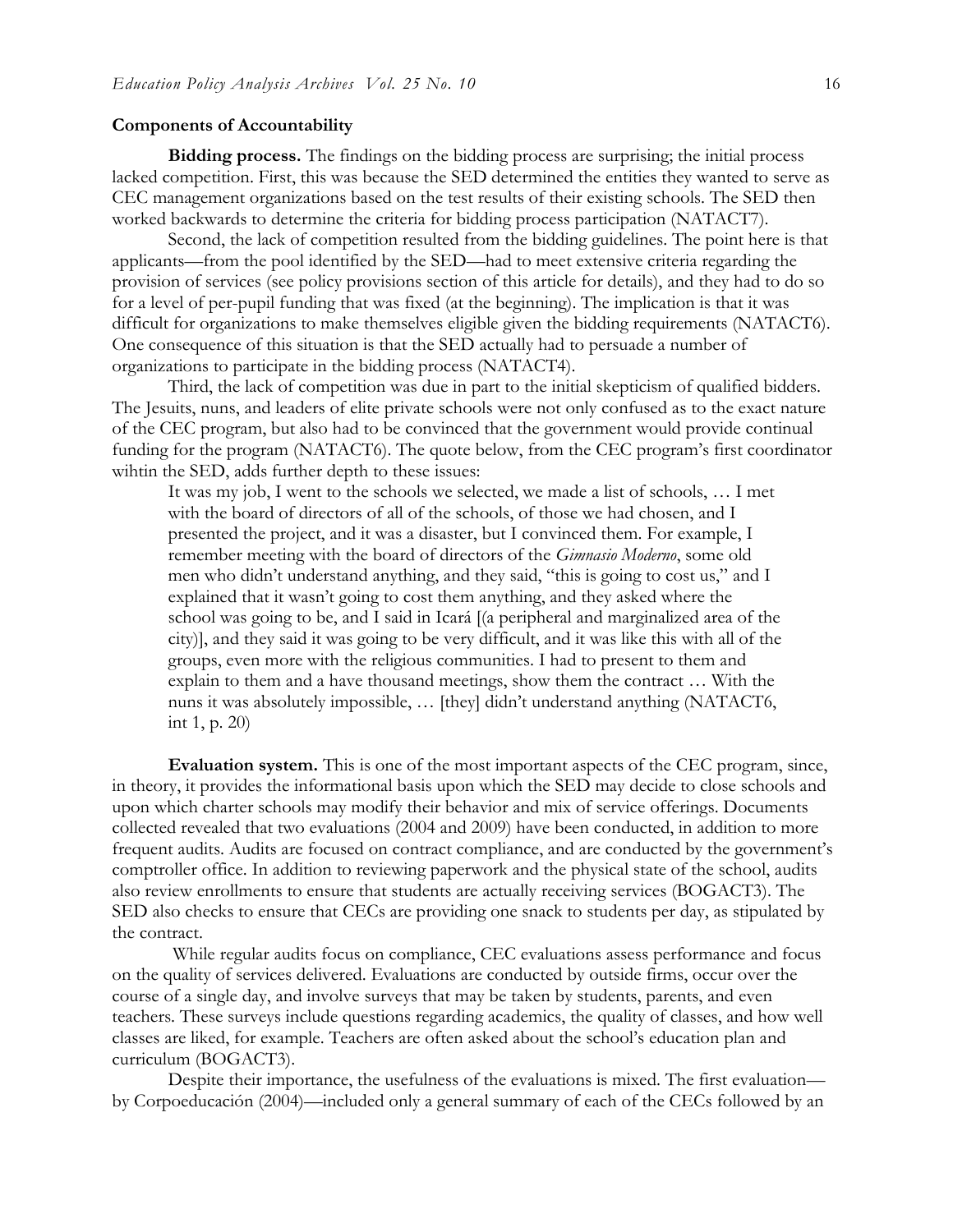## Components of Accountability

**Bidding process.** The findings on the bidding process are surprising; the initial process lacked competition. First, this was because the SED determined the entities they wanted to serve as CEC management organizations based on the test results of their existing schools. The SED then worked backwards to determine the criteria for bidding process participation (NATACT7).

Second, the lack of competition resulted from the bidding guidelines. The point here is that applicants—from the pool identified by the SED—had to meet extensive criteria regarding the provision of services (see policy provisions section of this article for details), and they had to do so for a level of per-pupil funding that was fixed (at the beginning). The implication is that it was difficult for organizations to make themselves eligible given the bidding requirements (NATACT6). One consequence of this situation is that the SED actually had to persuade a number of organizations to participate in the bidding process (NATACT4).

Third, the lack of competition was due in part to the initial skepticism of qualified bidders. The Jesuits, nuns, and leaders of elite private schools were not only confused as to the exact nature of the CEC program, but also had to be convinced that the government would provide continual funding for the program (NATACT6). The quote below, from the CEC program's first coordinator wihtin the SED, adds further depth to these issues:

> It was my job, I went to the schools we selected, we made a list of schools, … I met with the board of directors of all of the schools, of those we had chosen, and I presented the project, and it was a disaster, but I convinced them. For example, I remember meeting with the board of directors of the *Gimnasio Moderno*, some old men who didn't understand anything, and they said, "this is going to cost us," and I explained that it wasn't going to cost them anything, and they asked where the school was going to be, and I said in Icará [(a peripheral and marginalized area of the city)], and they said it was going to be very difficult, and it was like this with all of the groups, even more with the religious communities. I had to present to them and explain to them and a have thousand meetings, show them the contract … With the nuns it was absolutely impossible, … [they] didn't understand anything (NATACT6, int 1, p. 20)

**Evaluation system.** This is one of the most important aspects of the CEC program, since, in theory, it provides the informational basis upon which the SED may decide to close schools and upon which charter schools may modify their behavior and mix of service offerings. Documents collected revealed that two evaluations (2004 and 2009) have been conducted, in addition to more frequent audits. Audits are focused on contract compliance, and are conducted by the government's comptroller office. In addition to reviewing paperwork and the physical state of the school, audits also review enrollments to ensure that students are actually receiving services (BOGACT3). The SED also checks to ensure that CECs are providing one snack to students per day, as stipulated by the contract.

While regular audits focus on compliance, CEC evaluations assess performance and focus on the quality of services delivered. Evaluations are conducted by outside firms, occur over the course of a single day, and involve surveys that may be taken by students, parents, and even teachers. These surveys include questions regarding academics, the quality of classes, and how well classes are liked, for example. Teachers are often asked about the school's education plan and curriculum (BOGACT3).

Despite their importance, the usefulness of the evaluations is mixed. The first evaluation—by Corpoeducación (2004)—included only a general summary of each of the CECs followed by an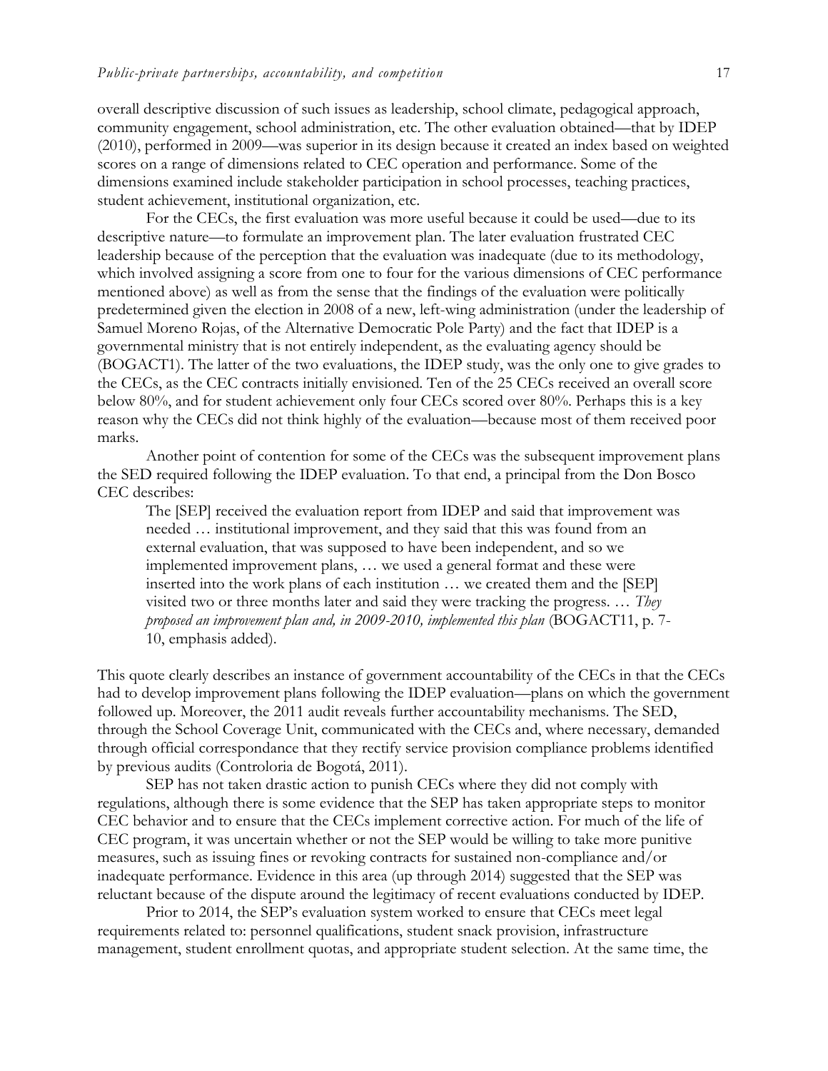overall descriptive discussion of such issues as leadership, school climate, pedagogical approach, community engagement, school administration, etc. The other evaluation obtained—that by IDEP (2010), performed in 2009—was superior in its design because it created an index based on weighted scores on a range of dimensions related to CEC operation and performance. Some of the dimensions examined include stakeholder participation in school processes, teaching practices, student achievement, institutional organization, etc.

For the CECs, the first evaluation was more useful because it could be used—due to its descriptive nature—to formulate an improvement plan. The later evaluation frustrated CEC leadership because of the perception that the evaluation was inadequate (due to its methodology, which involved assigning a score from one to four for the various dimensions of CEC performance mentioned above) as well as from the sense that the findings of the evaluation were politically predetermined given the election in 2008 of a new, left-wing administration (under the leadership of Samuel Moreno Rojas, of the Alternative Democratic Pole Party) and the fact that IDEP is a governmental ministry that is not entirely independent, as the evaluating agency should be (BOGACT1). The latter of the two evaluations, the IDEP study, was the only one to give grades to the CECs, as the CEC contracts initially envisioned. Ten of the 25 CECs received an overall score below 80%, and for student achievement only four CECs scored over 80%. Perhaps this is a key reason why the CECs did not think highly of the evaluation—because most of them received poor marks.

Another point of contention for some of the CECs was the subsequent improvement plans the SED required following the IDEP evaluation. To that end, a principal from the Don Bosco CEC describes:

> The [SEP] received the evaluation report from IDEP and said that improvement was needed … institutional improvement, and they said that this was found from an external evaluation, that was supposed to have been independent, and so we implemented improvement plans, … we used a general format and these were inserted into the work plans of each institution … we created them and the [SEP] visited two or three months later and said they were tracking the progress. … *They proposed an improvement plan and, in 2009-2010, implemented this plan* (BOGACT11, p. 7-10, emphasis added).

This quote clearly describes an instance of government accountability of the CECs in that the CECs had to develop improvement plans following the IDEP evaluation—plans on which the government followed up. Moreover, the 2011 audit reveals further accountability mechanisms. The SED, through the School Coverage Unit, communicated with the CECs and, where necessary, demanded through official correspondance that they rectify service provision compliance problems identified by previous audits (Controloria de Bogotá, 2011).

SEP has not taken drastic action to punish CECs where they did not comply with regulations, although there is some evidence that the SEP has taken appropriate steps to monitor CEC behavior and to ensure that the CECs implement corrective action. For much of the life of CEC program, it was uncertain whether or not the SEP would be willing to take more punitive measures, such as issuing fines or revoking contracts for sustained non-compliance and/or inadequate performance. Evidence in this area (up through 2014) suggested that the SEP was reluctant because of the dispute around the legitimacy of recent evaluations conducted by IDEP.

Prior to 2014, the SEP's evaluation system worked to ensure that CECs meet legal requirements related to: personnel qualifications, student snack provision, infrastructure management, student enrollment quotas, and appropriate student selection. At the same time, the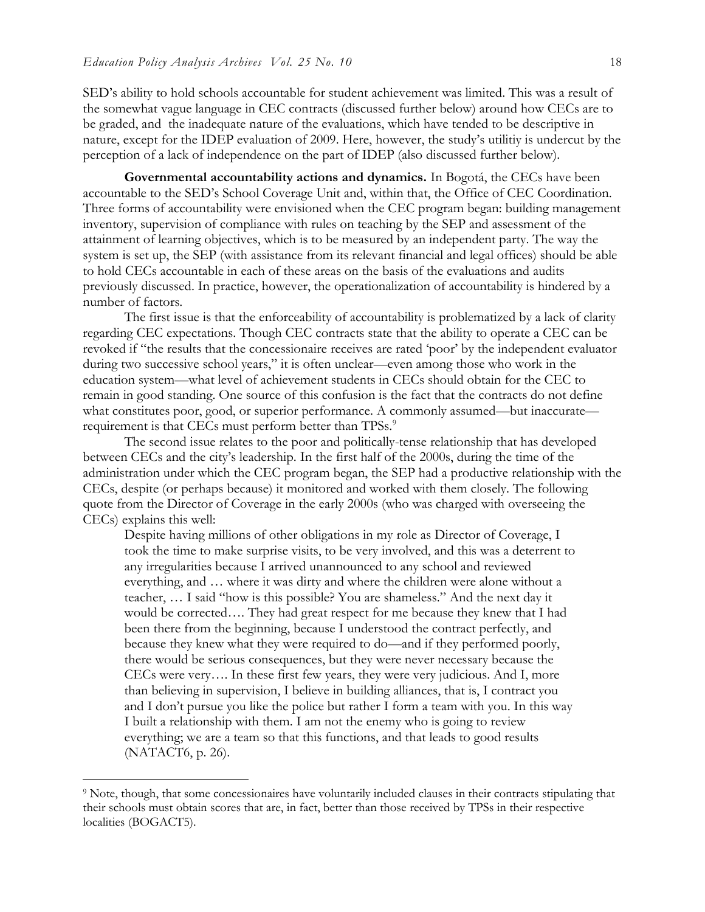SED's ability to hold schools accountable for student achievement was limited. This was a result of the somewhat vague language in CEC contracts (discussed further below) around how CECs are to be graded, and the inadequate nature of the evaluations, which have tended to be descriptive in nature, except for the IDEP evaluation of 2009. Here, however, the study's utilitiy is undercut by the perception of a lack of independence on the part of IDEP (also discussed further below).

**Governmental accountability actions and dynamics.** In Bogotá, the CECs have been accountable to the SED's School Coverage Unit and, within that, the Office of CEC Coordination. Three forms of accountability were envisioned when the CEC program began: building management inventory, supervision of compliance with rules on teaching by the SEP and assessment of the attainment of learning objectives, which is to be measured by an independent party. The way the system is set up, the SEP (with assistance from its relevant financial and legal offices) should be able to hold CECs accountable in each of these areas on the basis of the evaluations and audits previously discussed. In practice, however, the operationalization of accountability is hindered by a number of factors.

The first issue is that the enforceability of accountability is problematized by a lack of clarity regarding CEC expectations. Though CEC contracts state that the ability to operate a CEC can be revoked if "the results that the concessionaire receives are rated 'poor' by the independent evaluator during two successive school years," it is often unclear—even among those who work in the education system—what level of achievement students in CECs should obtain for the CEC to remain in good standing. One source of this confusion is the fact that the contracts do not define what constitutes poor, good, or superior performance. A commonly assumed—but inaccurate—requirement is that CECs must perform better than TPSs.[9]

The second issue relates to the poor and politically-tense relationship that has developed between CECs and the city's leadership. In the first half of the 2000s, during the time of the administration under which the CEC program began, the SEP had a productive relationship with the CECs, despite (or perhaps because) it monitored and worked with them closely. The following quote from the Director of Coverage in the early 2000s (who was charged with overseeing the CECs) explains this well:

> Despite having millions of other obligations in my role as Director of Coverage, I took the time to make surprise visits, to be very involved, and this was a deterrent to any irregularities because I arrived unannounced to any school and reviewed everything, and … where it was dirty and where the children were alone without a teacher, … I said "how is this possible? You are shameless." And the next day it would be corrected…. They had great respect for me because they knew that I had been there from the beginning, because I understood the contract perfectly, and because they knew what they were required to do—and if they performed poorly, there would be serious consequences, but they were never necessary because the CECs were very…. In these first few years, they were very judicious. And I, more than believing in supervision, I believe in building alliances, that is, I contract you and I don't pursue you like the police but rather I form a team with you. In this way I built a relationship with them. I am not the enemy who is going to review everything; we are a team so that this functions, and that leads to good results (NATACT6, p. 26).

[9] Note, though, that some concessionaires have voluntarily included clauses in their contracts stipulating that their schools must obtain scores that are, in fact, better than those received by TPSs in their respective localities (BOGACT5).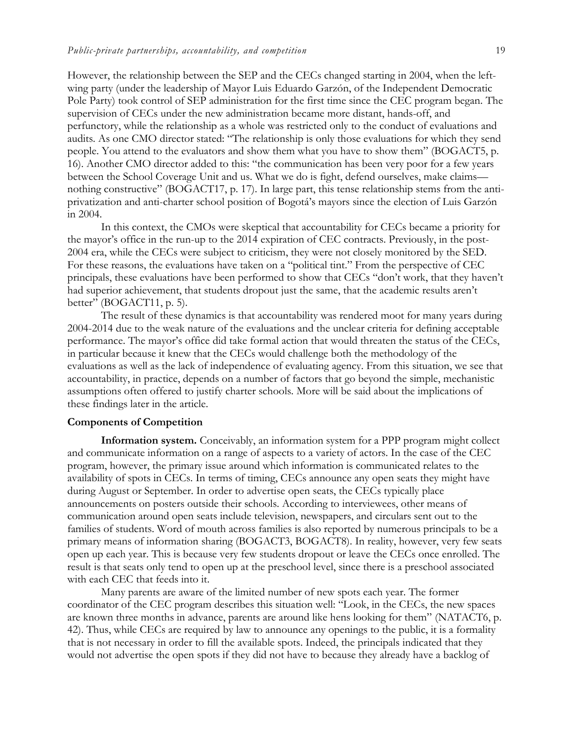However, the relationship between the SEP and the CECs changed starting in 2004, when the left-wing party (under the leadership of Mayor Luis Eduardo Garzón, of the Independent Democratic Pole Party) took control of SEP administration for the first time since the CEC program began. The supervision of CECs under the new administration became more distant, hands-off, and perfunctory, while the relationship as a whole was restricted only to the conduct of evaluations and audits. As one CMO director stated: "The relationship is only those evaluations for which they send people. You attend to the evaluators and show them what you have to show them" (BOGACT5, p. 16). Another CMO director added to this: "the communication has been very poor for a few years between the School Coverage Unit and us. What we do is fight, defend ourselves, make claims—nothing constructive" (BOGACT17, p. 17). In large part, this tense relationship stems from the anti-privatization and anti-charter school position of Bogotá's mayors since the election of Luis Garzón in 2004.

In this context, the CMOs were skeptical that accountability for CECs became a priority for the mayor's office in the run-up to the 2014 expiration of CEC contracts. Previously, in the post-2004 era, while the CECs were subject to criticism, they were not closely monitored by the SED. For these reasons, the evaluations have taken on a "political tint." From the perspective of CEC principals, these evaluations have been performed to show that CECs "don't work, that they haven't had superior achievement, that students dropout just the same, that the academic results aren't better" (BOGACT11, p. 5).

The result of these dynamics is that accountability was rendered moot for many years during 2004-2014 due to the weak nature of the evaluations and the unclear criteria for defining acceptable performance. The mayor's office did take formal action that would threaten the status of the CECs, in particular because it knew that the CECs would challenge both the methodology of the evaluations as well as the lack of independence of evaluating agency. From this situation, we see that accountability, in practice, depends on a number of factors that go beyond the simple, mechanistic assumptions often offered to justify charter schools. More will be said about the implications of these findings later in the article.

### Components of Competition

**Information system.** Conceivably, an information system for a PPP program might collect and communicate information on a range of aspects to a variety of actors. In the case of the CEC program, however, the primary issue around which information is communicated relates to the availability of spots in CECs. In terms of timing, CECs announce any open seats they might have during August or September. In order to advertise open seats, the CECs typically place announcements on posters outside their schools. According to interviewees, other means of communication around open seats include television, newspapers, and circulars sent out to the families of students. Word of mouth across families is also reported by numerous principals to be a primary means of information sharing (BOGACT3, BOGACT8). In reality, however, very few seats open up each year. This is because very few students dropout or leave the CECs once enrolled. The result is that seats only tend to open up at the preschool level, since there is a preschool associated with each CEC that feeds into it.

Many parents are aware of the limited number of new spots each year. The former coordinator of the CEC program describes this situation well: "Look, in the CECs, the new spaces are known three months in advance, parents are around like hens looking for them" (NATACT6, p. 42). Thus, while CECs are required by law to announce any openings to the public, it is a formality that is not necessary in order to fill the available spots. Indeed, the principals indicated that they would not advertise the open spots if they did not have to because they already have a backlog of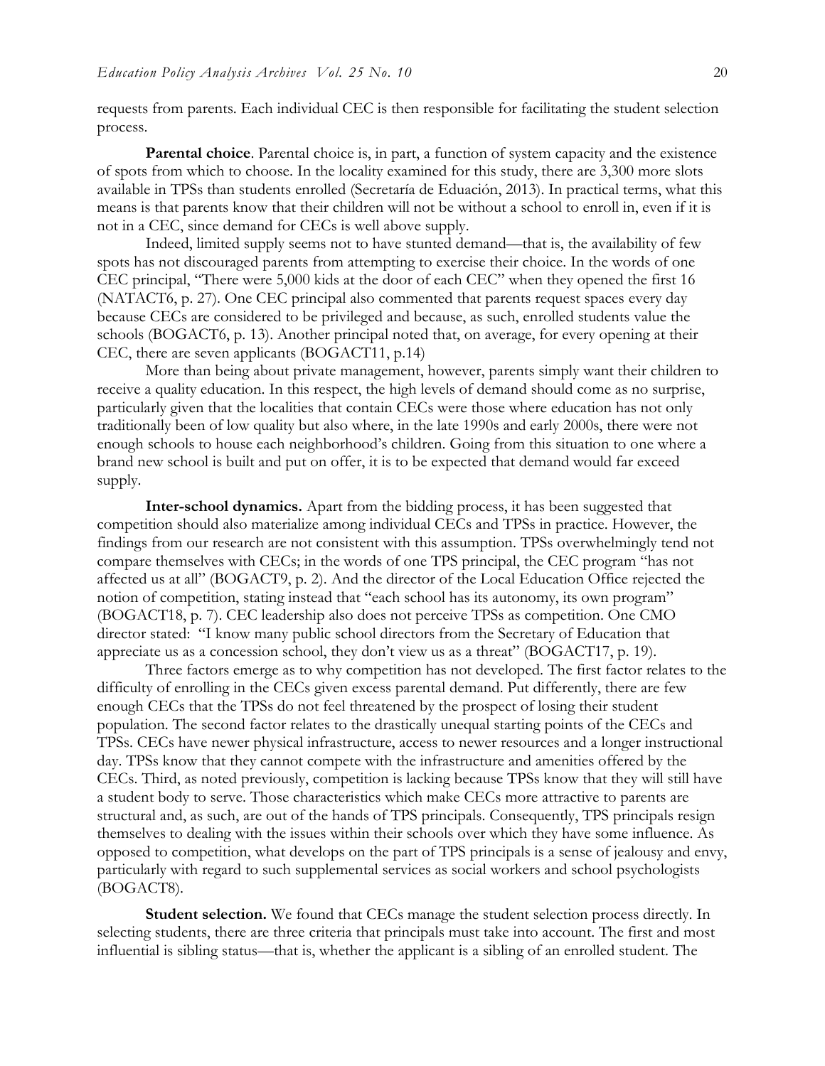requests from parents. Each individual CEC is then responsible for facilitating the student selection process.

**Parental choice**. Parental choice is, in part, a function of system capacity and the existence of spots from which to choose. In the locality examined for this study, there are 3,300 more slots available in TPSs than students enrolled (Secretaría de Eduación, 2013). In practical terms, what this means is that parents know that their children will not be without a school to enroll in, even if it is not in a CEC, since demand for CECs is well above supply.

Indeed, limited supply seems not to have stunted demand—that is, the availability of few spots has not discouraged parents from attempting to exercise their choice. In the words of one CEC principal, "There were 5,000 kids at the door of each CEC" when they opened the first 16 (NATACT6, p. 27). One CEC principal also commented that parents request spaces every day because CECs are considered to be privileged and because, as such, enrolled students value the schools (BOGACT6, p. 13). Another principal noted that, on average, for every opening at their CEC, there are seven applicants (BOGACT11, p.14)

More than being about private management, however, parents simply want their children to receive a quality education. In this respect, the high levels of demand should come as no surprise, particularly given that the localities that contain CECs were those where education has not only traditionally been of low quality but also where, in the late 1990s and early 2000s, there were not enough schools to house each neighborhood's children. Going from this situation to one where a brand new school is built and put on offer, it is to be expected that demand would far exceed supply.

**Inter-school dynamics.** Apart from the bidding process, it has been suggested that competition should also materialize among individual CECs and TPSs in practice. However, the findings from our research are not consistent with this assumption. TPSs overwhelmingly tend not compare themselves with CECs; in the words of one TPS principal, the CEC program "has not affected us at all" (BOGACT9, p. 2). And the director of the Local Education Office rejected the notion of competition, stating instead that "each school has its autonomy, its own program" (BOGACT18, p. 7). CEC leadership also does not perceive TPSs as competition. One CMO director stated: "I know many public school directors from the Secretary of Education that appreciate us as a concession school, they don't view us as a threat" (BOGACT17, p. 19).

Three factors emerge as to why competition has not developed. The first factor relates to the difficulty of enrolling in the CECs given excess parental demand. Put differently, there are few enough CECs that the TPSs do not feel threatened by the prospect of losing their student population. The second factor relates to the drastically unequal starting points of the CECs and TPSs. CECs have newer physical infrastructure, access to newer resources and a longer instructional day. TPSs know that they cannot compete with the infrastructure and amenities offered by the CECs. Third, as noted previously, competition is lacking because TPSs know that they will still have a student body to serve. Those characteristics which make CECs more attractive to parents are structural and, as such, are out of the hands of TPS principals. Consequently, TPS principals resign themselves to dealing with the issues within their schools over which they have some influence. As opposed to competition, what develops on the part of TPS principals is a sense of jealousy and envy, particularly with regard to such supplemental services as social workers and school psychologists (BOGACT8).

**Student selection.** We found that CECs manage the student selection process directly. In selecting students, there are three criteria that principals must take into account. The first and most influential is sibling status—that is, whether the applicant is a sibling of an enrolled student. The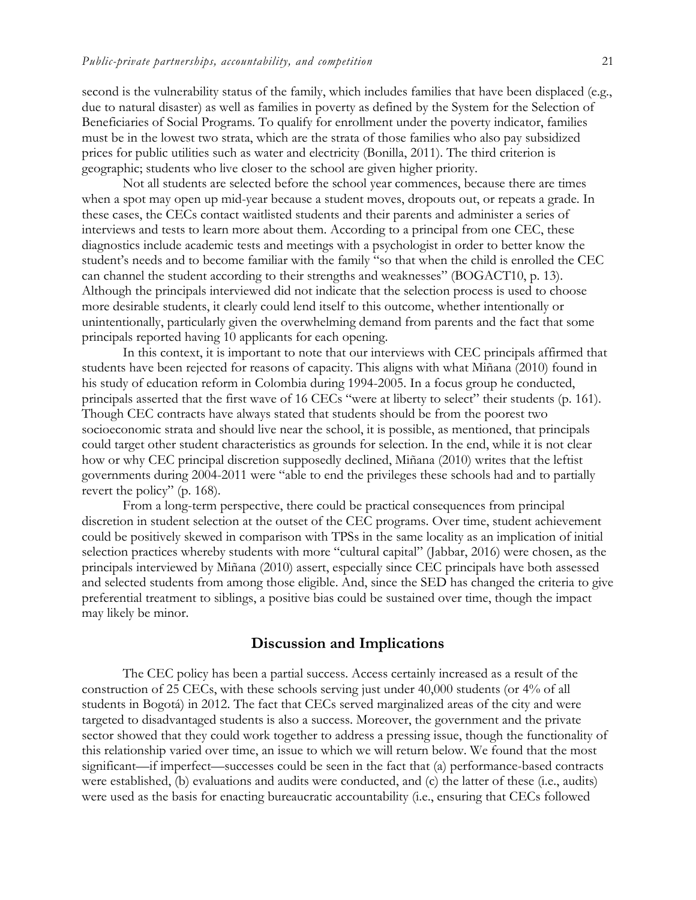second is the vulnerability status of the family, which includes families that have been displaced (e.g., due to natural disaster) as well as families in poverty as defined by the System for the Selection of Beneficiaries of Social Programs. To qualify for enrollment under the poverty indicator, families must be in the lowest two strata, which are the strata of those families who also pay subsidized prices for public utilities such as water and electricity (Bonilla, 2011). The third criterion is geographic; students who live closer to the school are given higher priority.

Not all students are selected before the school year commences, because there are times when a spot may open up mid-year because a student moves, dropouts out, or repeats a grade. In these cases, the CECs contact waitlisted students and their parents and administer a series of interviews and tests to learn more about them. According to a principal from one CEC, these diagnostics include academic tests and meetings with a psychologist in order to better know the student's needs and to become familiar with the family "so that when the child is enrolled the CEC can channel the student according to their strengths and weaknesses" (BOGACT10, p. 13). Although the principals interviewed did not indicate that the selection process is used to choose more desirable students, it clearly could lend itself to this outcome, whether intentionally or unintentionally, particularly given the overwhelming demand from parents and the fact that some principals reported having 10 applicants for each opening.

In this context, it is important to note that our interviews with CEC principals affirmed that students have been rejected for reasons of capacity. This aligns with what Miñana (2010) found in his study of education reform in Colombia during 1994-2005. In a focus group he conducted, principals asserted that the first wave of 16 CECs "were at liberty to select" their students (p. 161). Though CEC contracts have always stated that students should be from the poorest two socioeconomic strata and should live near the school, it is possible, as mentioned, that principals could target other student characteristics as grounds for selection. In the end, while it is not clear how or why CEC principal discretion supposedly declined, Miñana (2010) writes that the leftist governments during 2004-2011 were "able to end the privileges these schools had and to partially revert the policy" (p. 168).

From a long-term perspective, there could be practical consequences from principal discretion in student selection at the outset of the CEC programs. Over time, student achievement could be positively skewed in comparison with TPSs in the same locality as an implication of initial selection practices whereby students with more "cultural capital" (Jabbar, 2016) were chosen, as the principals interviewed by Miñana (2010) assert, especially since CEC principals have both assessed and selected students from among those eligible. And, since the SED has changed the criteria to give preferential treatment to siblings, a positive bias could be sustained over time, though the impact may likely be minor.

## Discussion and Implications

The CEC policy has been a partial success. Access certainly increased as a result of the construction of 25 CECs, with these schools serving just under 40,000 students (or 4% of all students in Bogotá) in 2012. The fact that CECs served marginalized areas of the city and were targeted to disadvantaged students is also a success. Moreover, the government and the private sector showed that they could work together to address a pressing issue, though the functionality of this relationship varied over time, an issue to which we will return below. We found that the most significant—if imperfect—successes could be seen in the fact that (a) performance-based contracts were established, (b) evaluations and audits were conducted, and (c) the latter of these (i.e., audits) were used as the basis for enacting bureaucratic accountability (i.e., ensuring that CECs followed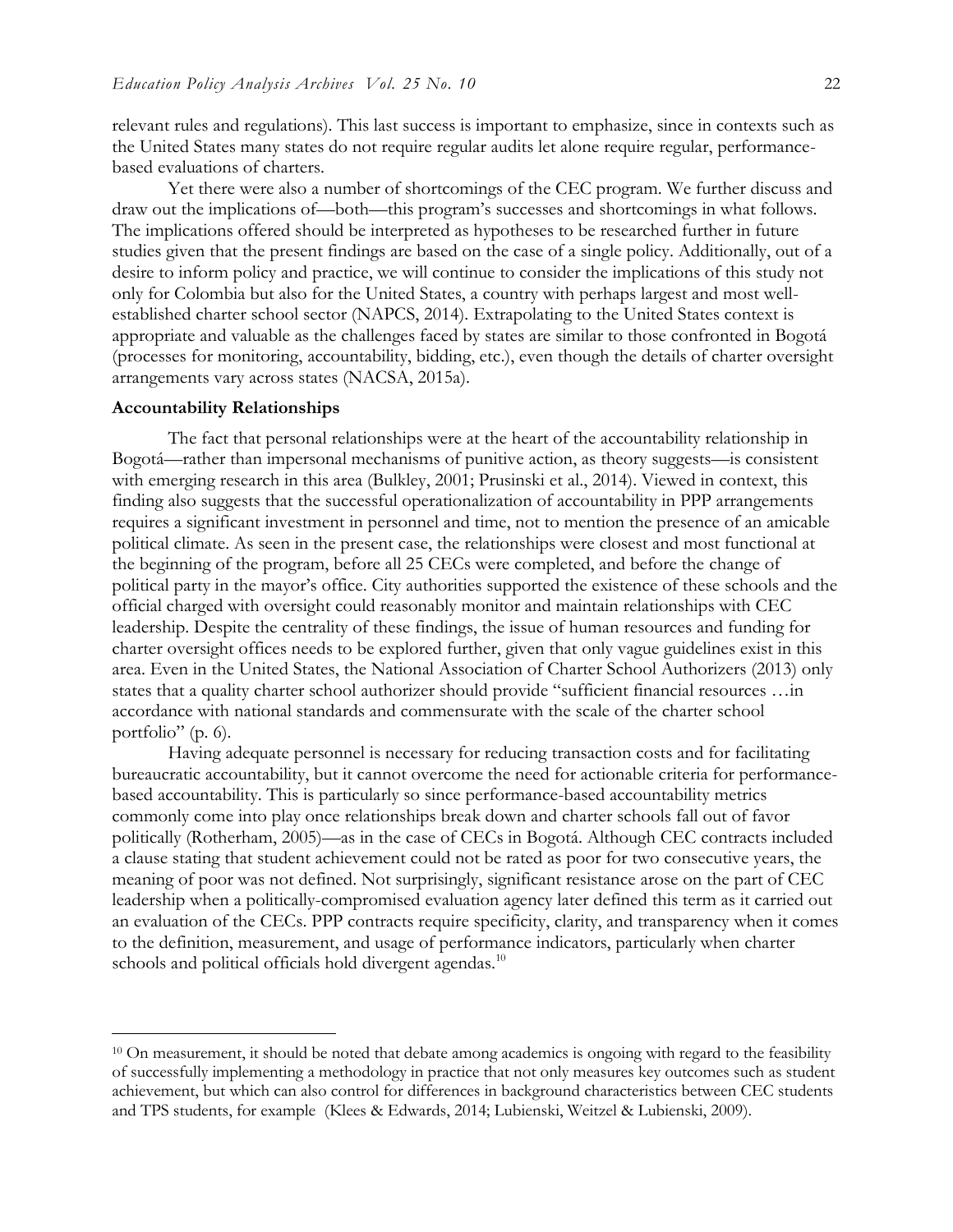relevant rules and regulations). This last success is important to emphasize, since in contexts such as the United States many states do not require regular audits let alone require regular, performance-based evaluations of charters.

Yet there were also a number of shortcomings of the CEC program. We further discuss and draw out the implications of—both—this program's successes and shortcomings in what follows. The implications offered should be interpreted as hypotheses to be researched further in future studies given that the present findings are based on the case of a single policy. Additionally, out of a desire to inform policy and practice, we will continue to consider the implications of this study not only for Colombia but also for the United States, a country with perhaps largest and most well-established charter school sector (NAPCS, 2014). Extrapolating to the United States context is appropriate and valuable as the challenges faced by states are similar to those confronted in Bogotá (processes for monitoring, accountability, bidding, etc.), even though the details of charter oversight arrangements vary across states (NACSA, 2015a).

**Accountability Relationships**

The fact that personal relationships were at the heart of the accountability relationship in Bogotá—rather than impersonal mechanisms of punitive action, as theory suggests—is consistent with emerging research in this area (Bulkley, 2001; Prusinski et al., 2014). Viewed in context, this finding also suggests that the successful operationalization of accountability in PPP arrangements requires a significant investment in personnel and time, not to mention the presence of an amicable political climate. As seen in the present case, the relationships were closest and most functional at the beginning of the program, before all 25 CECs were completed, and before the change of political party in the mayor's office. City authorities supported the existence of these schools and the official charged with oversight could reasonably monitor and maintain relationships with CEC leadership. Despite the centrality of these findings, the issue of human resources and funding for charter oversight offices needs to be explored further, given that only vague guidelines exist in this area. Even in the United States, the National Association of Charter School Authorizers (2013) only states that a quality charter school authorizer should provide "sufficient financial resources …in accordance with national standards and commensurate with the scale of the charter school portfolio" (p. 6).

Having adequate personnel is necessary for reducing transaction costs and for facilitating bureaucratic accountability, but it cannot overcome the need for actionable criteria for performance-based accountability. This is particularly so since performance-based accountability metrics commonly come into play once relationships break down and charter schools fall out of favor politically (Rotherham, 2005)—as in the case of CECs in Bogotá. Although CEC contracts included a clause stating that student achievement could not be rated as poor for two consecutive years, the meaning of poor was not defined. Not surprisingly, significant resistance arose on the part of CEC leadership when a politically-compromised evaluation agency later defined this term as it carried out an evaluation of the CECs. PPP contracts require specificity, clarity, and transparency when it comes to the definition, measurement, and usage of performance indicators, particularly when charter schools and political officials hold divergent agendas.[10]

---

[10] On measurement, it should be noted that debate among academics is ongoing with regard to the feasibility of successfully implementing a methodology in practice that not only measures key outcomes such as student achievement, but which can also control for differences in background characteristics between CEC students and TPS students, for example (Klees & Edwards, 2014; Lubienski, Weitzel & Lubienski, 2009).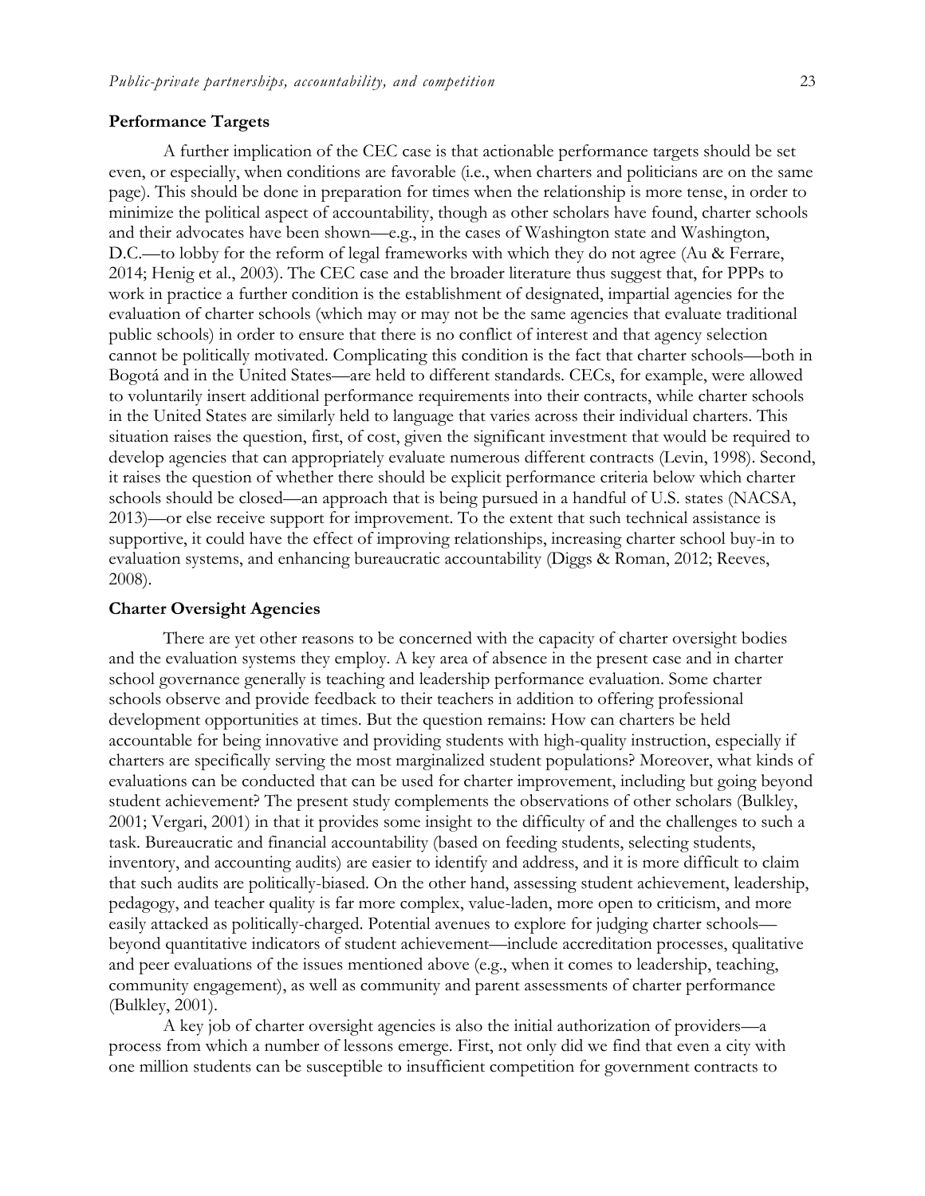### Performance Targets

A further implication of the CEC case is that actionable performance targets should be set even, or especially, when conditions are favorable (i.e., when charters and politicians are on the same page). This should be done in preparation for times when the relationship is more tense, in order to minimize the political aspect of accountability, though as other scholars have found, charter schools and their advocates have been shown—e.g., in the cases of Washington state and Washington, D.C.—to lobby for the reform of legal frameworks with which they do not agree (Au & Ferrare, 2014; Henig et al., 2003). The CEC case and the broader literature thus suggest that, for PPPs to work in practice a further condition is the establishment of designated, impartial agencies for the evaluation of charter schools (which may or may not be the same agencies that evaluate traditional public schools) in order to ensure that there is no conflict of interest and that agency selection cannot be politically motivated. Complicating this condition is the fact that charter schools—both in Bogotá and in the United States—are held to different standards. CECs, for example, were allowed to voluntarily insert additional performance requirements into their contracts, while charter schools in the United States are similarly held to language that varies across their individual charters. This situation raises the question, first, of cost, given the significant investment that would be required to develop agencies that can appropriately evaluate numerous different contracts (Levin, 1998). Second, it raises the question of whether there should be explicit performance criteria below which charter schools should be closed—an approach that is being pursued in a handful of U.S. states (NACSA, 2013)—or else receive support for improvement. To the extent that such technical assistance is supportive, it could have the effect of improving relationships, increasing charter school buy-in to evaluation systems, and enhancing bureaucratic accountability (Diggs & Roman, 2012; Reeves, 2008).

### Charter Oversight Agencies

There are yet other reasons to be concerned with the capacity of charter oversight bodies and the evaluation systems they employ. A key area of absence in the present case and in charter school governance generally is teaching and leadership performance evaluation. Some charter schools observe and provide feedback to their teachers in addition to offering professional development opportunities at times. But the question remains: How can charters be held accountable for being innovative and providing students with high-quality instruction, especially if charters are specifically serving the most marginalized student populations? Moreover, what kinds of evaluations can be conducted that can be used for charter improvement, including but going beyond student achievement? The present study complements the observations of other scholars (Bulkley, 2001; Vergari, 2001) in that it provides some insight to the difficulty of and the challenges to such a task. Bureaucratic and financial accountability (based on feeding students, selecting students, inventory, and accounting audits) are easier to identify and address, and it is more difficult to claim that such audits are politically-biased. On the other hand, assessing student achievement, leadership, pedagogy, and teacher quality is far more complex, value-laden, more open to criticism, and more easily attacked as politically-charged. Potential avenues to explore for judging charter schools—beyond quantitative indicators of student achievement—include accreditation processes, qualitative and peer evaluations of the issues mentioned above (e.g., when it comes to leadership, teaching, community engagement), as well as community and parent assessments of charter performance (Bulkley, 2001).

A key job of charter oversight agencies is also the initial authorization of providers—a process from which a number of lessons emerge. First, not only did we find that even a city with one million students can be susceptible to insufficient competition for government contracts to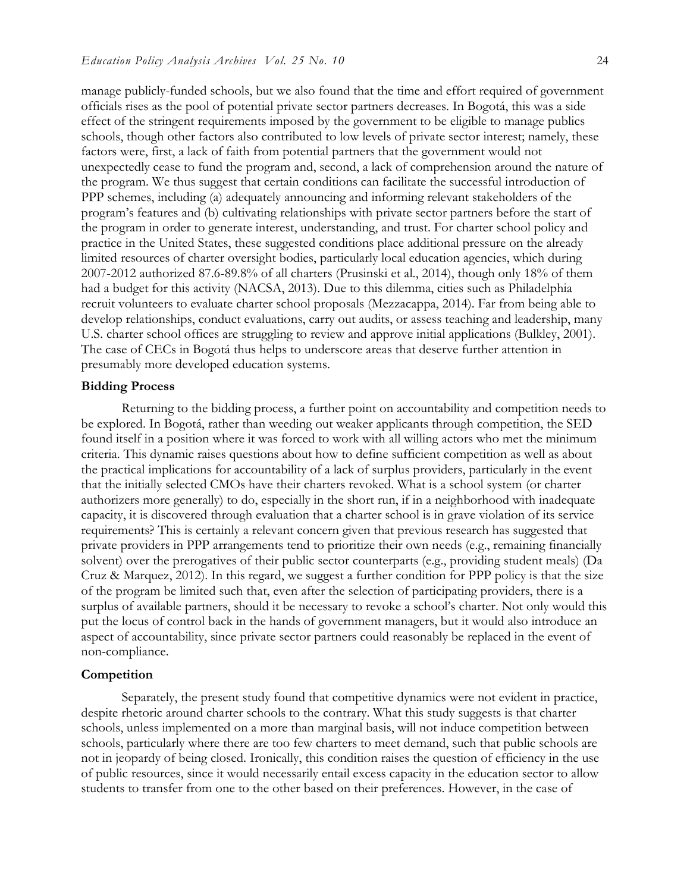manage publicly-funded schools, but we also found that the time and effort required of government officials rises as the pool of potential private sector partners decreases. In Bogotá, this was a side effect of the stringent requirements imposed by the government to be eligible to manage publics schools, though other factors also contributed to low levels of private sector interest; namely, these factors were, first, a lack of faith from potential partners that the government would not unexpectedly cease to fund the program and, second, a lack of comprehension around the nature of the program. We thus suggest that certain conditions can facilitate the successful introduction of PPP schemes, including (a) adequately announcing and informing relevant stakeholders of the program's features and (b) cultivating relationships with private sector partners before the start of the program in order to generate interest, understanding, and trust. For charter school policy and practice in the United States, these suggested conditions place additional pressure on the already limited resources of charter oversight bodies, particularly local education agencies, which during 2007-2012 authorized 87.6-89.8% of all charters (Prusinski et al., 2014), though only 18% of them had a budget for this activity (NACSA, 2013). Due to this dilemma, cities such as Philadelphia recruit volunteers to evaluate charter school proposals (Mezzacappa, 2014). Far from being able to develop relationships, conduct evaluations, carry out audits, or assess teaching and leadership, many U.S. charter school offices are struggling to review and approve initial applications (Bulkley, 2001). The case of CECs in Bogotá thus helps to underscore areas that deserve further attention in presumably more developed education systems.

### Bidding Process

Returning to the bidding process, a further point on accountability and competition needs to be explored. In Bogotá, rather than weeding out weaker applicants through competition, the SED found itself in a position where it was forced to work with all willing actors who met the minimum criteria. This dynamic raises questions about how to define sufficient competition as well as about the practical implications for accountability of a lack of surplus providers, particularly in the event that the initially selected CMOs have their charters revoked. What is a school system (or charter authorizers more generally) to do, especially in the short run, if in a neighborhood with inadequate capacity, it is discovered through evaluation that a charter school is in grave violation of its service requirements? This is certainly a relevant concern given that previous research has suggested that private providers in PPP arrangements tend to prioritize their own needs (e.g., remaining financially solvent) over the prerogatives of their public sector counterparts (e.g., providing student meals) (Da Cruz & Marquez, 2012). In this regard, we suggest a further condition for PPP policy is that the size of the program be limited such that, even after the selection of participating providers, there is a surplus of available partners, should it be necessary to revoke a school's charter. Not only would this put the locus of control back in the hands of government managers, but it would also introduce an aspect of accountability, since private sector partners could reasonably be replaced in the event of non-compliance.

### Competition

Separately, the present study found that competitive dynamics were not evident in practice, despite rhetoric around charter schools to the contrary. What this study suggests is that charter schools, unless implemented on a more than marginal basis, will not induce competition between schools, particularly where there are too few charters to meet demand, such that public schools are not in jeopardy of being closed. Ironically, this condition raises the question of efficiency in the use of public resources, since it would necessarily entail excess capacity in the education sector to allow students to transfer from one to the other based on their preferences. However, in the case of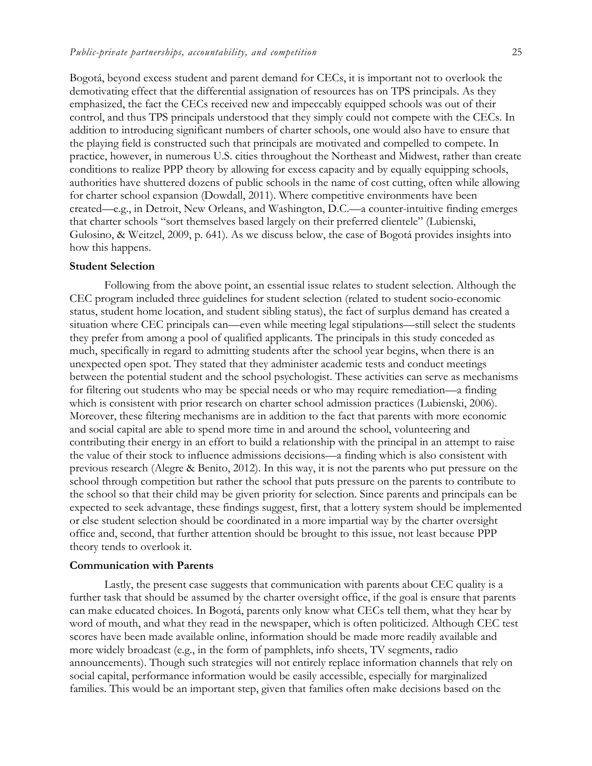Bogotá, beyond excess student and parent demand for CECs, it is important not to overlook the demotivating effect that the differential assignation of resources has on TPS principals. As they emphasized, the fact the CECs received new and impeccably equipped schools was out of their control, and thus TPS principals understood that they simply could not compete with the CECs. In addition to introducing significant numbers of charter schools, one would also have to ensure that the playing field is constructed such that principals are motivated and compelled to compete. In practice, however, in numerous U.S. cities throughout the Northeast and Midwest, rather than create conditions to realize PPP theory by allowing for excess capacity and by equally equipping schools, authorities have shuttered dozens of public schools in the name of cost cutting, often while allowing for charter school expansion (Dowdall, 2011). Where competitive environments have been created—e.g., in Detroit, New Orleans, and Washington, D.C.—a counter-intuitive finding emerges that charter schools "sort themselves based largely on their preferred clientele" (Lubienski, Gulosino, & Weitzel, 2009, p. 641). As we discuss below, the case of Bogotá provides insights into how this happens.

### Student Selection

Following from the above point, an essential issue relates to student selection. Although the CEC program included three guidelines for student selection (related to student socio-economic status, student home location, and student sibling status), the fact of surplus demand has created a situation where CEC principals can—even while meeting legal stipulations—still select the students they prefer from among a pool of qualified applicants. The principals in this study conceded as much, specifically in regard to admitting students after the school year begins, when there is an unexpected open spot. They stated that they administer academic tests and conduct meetings between the potential student and the school psychologist. These activities can serve as mechanisms for filtering out students who may be special needs or who may require remediation—a finding which is consistent with prior research on charter school admission practices (Lubienski, 2006). Moreover, these filtering mechanisms are in addition to the fact that parents with more economic and social capital are able to spend more time in and around the school, volunteering and contributing their energy in an effort to build a relationship with the principal in an attempt to raise the value of their stock to influence admissions decisions—a finding which is also consistent with previous research (Alegre & Benito, 2012). In this way, it is not the parents who put pressure on the school through competition but rather the school that puts pressure on the parents to contribute to the school so that their child may be given priority for selection. Since parents and principals can be expected to seek advantage, these findings suggest, first, that a lottery system should be implemented or else student selection should be coordinated in a more impartial way by the charter oversight office and, second, that further attention should be brought to this issue, not least because PPP theory tends to overlook it.

### Communication with Parents

Lastly, the present case suggests that communication with parents about CEC quality is a further task that should be assumed by the charter oversight office, if the goal is ensure that parents can make educated choices. In Bogotá, parents only know what CECs tell them, what they hear by word of mouth, and what they read in the newspaper, which is often politicized. Although CEC test scores have been made available online, information should be made more readily available and more widely broadcast (e.g., in the form of pamphlets, info sheets, TV segments, radio announcements). Though such strategies will not entirely replace information channels that rely on social capital, performance information would be easily accessible, especially for marginalized families. This would be an important step, given that families often make decisions based on the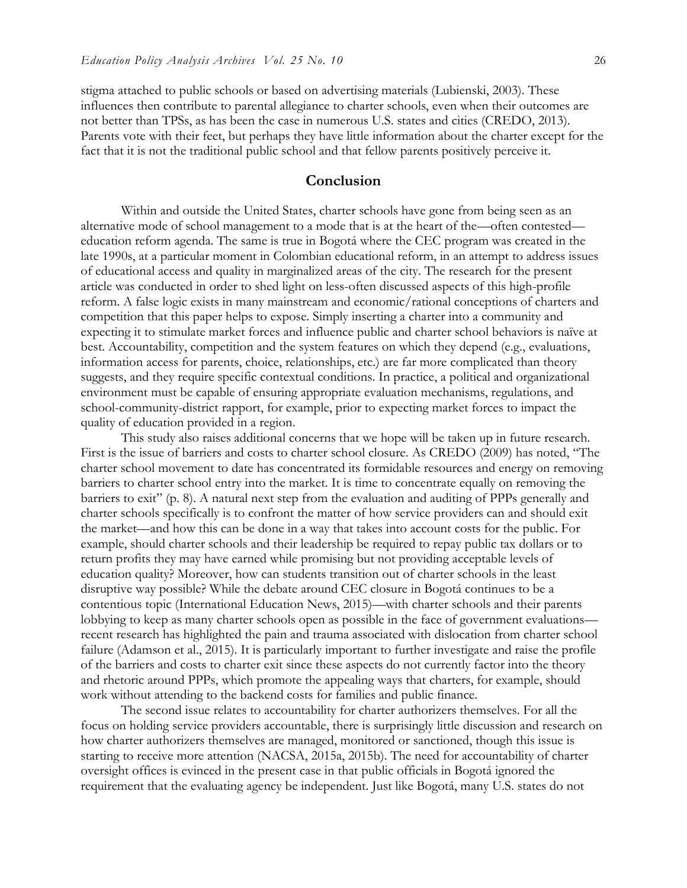stigma attached to public schools or based on advertising materials (Lubienski, 2003). These influences then contribute to parental allegiance to charter schools, even when their outcomes are not better than TPSs, as has been the case in numerous U.S. states and cities (CREDO, 2013). Parents vote with their feet, but perhaps they have little information about the charter except for the fact that it is not the traditional public school and that fellow parents positively perceive it.

## Conclusion

Within and outside the United States, charter schools have gone from being seen as an alternative mode of school management to a mode that is at the heart of the—often contested—education reform agenda. The same is true in Bogotá where the CEC program was created in the late 1990s, at a particular moment in Colombian educational reform, in an attempt to address issues of educational access and quality in marginalized areas of the city. The research for the present article was conducted in order to shed light on less-often discussed aspects of this high-profile reform. A false logic exists in many mainstream and economic/rational conceptions of charters and competition that this paper helps to expose. Simply inserting a charter into a community and expecting it to stimulate market forces and influence public and charter school behaviors is naïve at best. Accountability, competition and the system features on which they depend (e.g., evaluations, information access for parents, choice, relationships, etc.) are far more complicated than theory suggests, and they require specific contextual conditions. In practice, a political and organizational environment must be capable of ensuring appropriate evaluation mechanisms, regulations, and school-community-district rapport, for example, prior to expecting market forces to impact the quality of education provided in a region.

This study also raises additional concerns that we hope will be taken up in future research. First is the issue of barriers and costs to charter school closure. As CREDO (2009) has noted, "The charter school movement to date has concentrated its formidable resources and energy on removing barriers to charter school entry into the market. It is time to concentrate equally on removing the barriers to exit" (p. 8). A natural next step from the evaluation and auditing of PPPs generally and charter schools specifically is to confront the matter of how service providers can and should exit the market—and how this can be done in a way that takes into account costs for the public. For example, should charter schools and their leadership be required to repay public tax dollars or to return profits they may have earned while promising but not providing acceptable levels of education quality? Moreover, how can students transition out of charter schools in the least disruptive way possible? While the debate around CEC closure in Bogotá continues to be a contentious topic (International Education News, 2015)—with charter schools and their parents lobbying to keep as many charter schools open as possible in the face of government evaluations—recent research has highlighted the pain and trauma associated with dislocation from charter school failure (Adamson et al., 2015). It is particularly important to further investigate and raise the profile of the barriers and costs to charter exit since these aspects do not currently factor into the theory and rhetoric around PPPs, which promote the appealing ways that charters, for example, should work without attending to the backend costs for families and public finance.

The second issue relates to accountability for charter authorizers themselves. For all the focus on holding service providers accountable, there is surprisingly little discussion and research on how charter authorizers themselves are managed, monitored or sanctioned, though this issue is starting to receive more attention (NACSA, 2015a, 2015b). The need for accountability of charter oversight offices is evinced in the present case in that public officials in Bogotá ignored the requirement that the evaluating agency be independent. Just like Bogotá, many U.S. states do not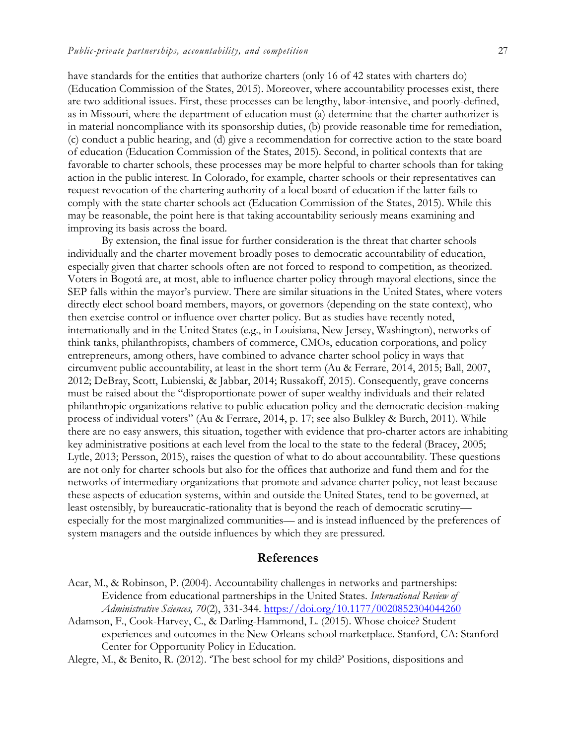have standards for the entities that authorize charters (only 16 of 42 states with charters do) (Education Commission of the States, 2015). Moreover, where accountability processes exist, there are two additional issues. First, these processes can be lengthy, labor-intensive, and poorly-defined, as in Missouri, where the department of education must (a) determine that the charter authorizer is in material noncompliance with its sponsorship duties, (b) provide reasonable time for remediation, (c) conduct a public hearing, and (d) give a recommendation for corrective action to the state board of education (Education Commission of the States, 2015). Second, in political contexts that are favorable to charter schools, these processes may be more helpful to charter schools than for taking action in the public interest. In Colorado, for example, charter schools or their representatives can request revocation of the chartering authority of a local board of education if the latter fails to comply with the state charter schools act (Education Commission of the States, 2015). While this may be reasonable, the point here is that taking accountability seriously means examining and improving its basis across the board.

By extension, the final issue for further consideration is the threat that charter schools individually and the charter movement broadly poses to democratic accountability of education, especially given that charter schools often are not forced to respond to competition, as theorized. Voters in Bogotá are, at most, able to influence charter policy through mayoral elections, since the SEP falls within the mayor's purview. There are similar situations in the United States, where voters directly elect school board members, mayors, or governors (depending on the state context), who then exercise control or influence over charter policy. But as studies have recently noted, internationally and in the United States (e.g., in Louisiana, New Jersey, Washington), networks of think tanks, philanthropists, chambers of commerce, CMOs, education corporations, and policy entrepreneurs, among others, have combined to advance charter school policy in ways that circumvent public accountability, at least in the short term (Au & Ferrare, 2014, 2015; Ball, 2007, 2012; DeBray, Scott, Lubienski, & Jabbar, 2014; Russakoff, 2015). Consequently, grave concerns must be raised about the "disproportionate power of super wealthy individuals and their related philanthropic organizations relative to public education policy and the democratic decision-making process of individual voters" (Au & Ferrare, 2014, p. 17; see also Bulkley & Burch, 2011). While there are no easy answers, this situation, together with evidence that pro-charter actors are inhabiting key administrative positions at each level from the local to the state to the federal (Bracey, 2005; Lytle, 2013; Persson, 2015), raises the question of what to do about accountability. These questions are not only for charter schools but also for the offices that authorize and fund them and for the networks of intermediary organizations that promote and advance charter policy, not least because these aspects of education systems, within and outside the United States, tend to be governed, at least ostensibly, by bureaucratic-rationality that is beyond the reach of democratic scrutiny—especially for the most marginalized communities— and is instead influenced by the preferences of system managers and the outside influences by which they are pressured.

## References

Acar, M., & Robinson, P. (2004). Accountability challenges in networks and partnerships: Evidence from educational partnerships in the United States. *International Review of Administrative Sciences, 70*(2), 331-344. https://doi.org/10.1177/0020852304044260

Adamson, F., Cook-Harvey, C., & Darling-Hammond, L. (2015). Whose choice? Student experiences and outcomes in the New Orleans school marketplace. Stanford, CA: Stanford Center for Opportunity Policy in Education.

Alegre, M., & Benito, R. (2012). 'The best school for my child?' Positions, dispositions and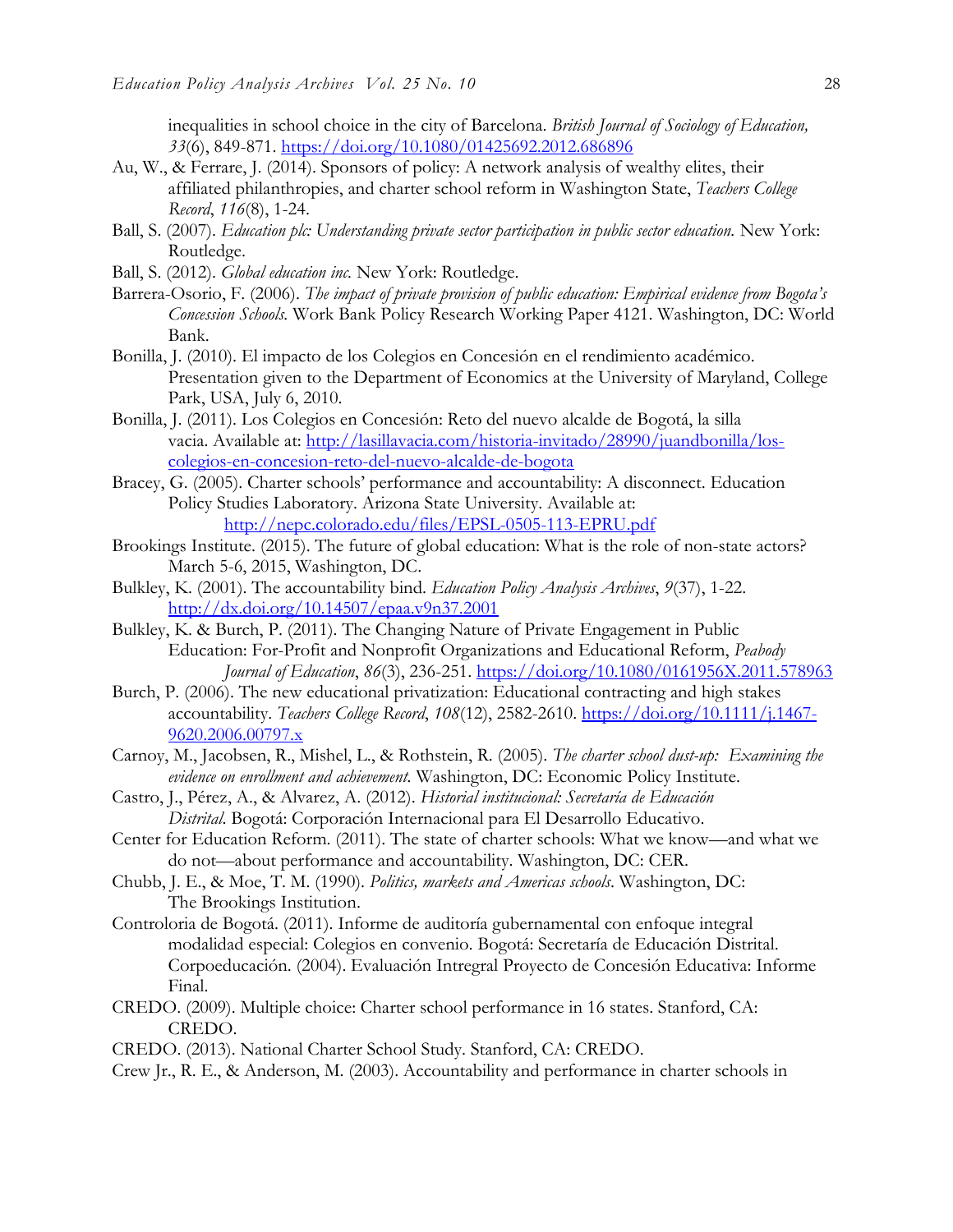inequalities in school choice in the city of Barcelona. *British Journal of Sociology of Education, 33*(6), 849-871. https://doi.org/10.1080/01425692.2012.686896

Au, W., & Ferrare, J. (2014). Sponsors of policy: A network analysis of wealthy elites, their affiliated philanthropies, and charter school reform in Washington State, *Teachers College Record*, *116*(8), 1-24.

Ball, S. (2007). *Education plc: Understanding private sector participation in public sector education.* New York: Routledge.

Ball, S. (2012). *Global education inc.* New York: Routledge.

Barrera-Osorio, F. (2006). *The impact of private provision of public education: Empirical evidence from Bogota's Concession Schools.* Work Bank Policy Research Working Paper 4121. Washington, DC: World Bank.

Bonilla, J. (2010). El impacto de los Colegios en Concesión en el rendimiento académico. Presentation given to the Department of Economics at the University of Maryland, College Park, USA, July 6, 2010.

Bonilla, J. (2011). Los Colegios en Concesión: Reto del nuevo alcalde de Bogotá, la silla vacia. Available at: http://lasillavacia.com/historia-invitado/28990/juandbonilla/los-colegios-en-concesion-reto-del-nuevo-alcalde-de-bogota

Bracey, G. (2005). Charter schools' performance and accountability: A disconnect. Education Policy Studies Laboratory. Arizona State University. Available at: http://nepc.colorado.edu/files/EPSL-0505-113-EPRU.pdf

Brookings Institute. (2015). The future of global education: What is the role of non-state actors? March 5-6, 2015, Washington, DC.

Bulkley, K. (2001). The accountability bind. *Education Policy Analysis Archives*, *9*(37), 1-22. http://dx.doi.org/10.14507/epaa.v9n37.2001

Bulkley, K. & Burch, P. (2011). The Changing Nature of Private Engagement in Public Education: For-Profit and Nonprofit Organizations and Educational Reform, *Peabody Journal of Education*, *86*(3), 236-251. https://doi.org/10.1080/0161956X.2011.578963

Burch, P. (2006). The new educational privatization: Educational contracting and high stakes accountability. *Teachers College Record*, *108*(12), 2582-2610. https://doi.org/10.1111/j.1467-9620.2006.00797.x

Carnoy, M., Jacobsen, R., Mishel, L., & Rothstein, R. (2005). *The charter school dust-up: Examining the evidence on enrollment and achievement.* Washington, DC: Economic Policy Institute.

Castro, J., Pérez, A., & Alvarez, A. (2012). *Historial institucional: Secretaría de Educación Distrital.* Bogotá: Corporación Internacional para El Desarrollo Educativo.

Center for Education Reform. (2011). The state of charter schools: What we know—and what we do not—about performance and accountability. Washington, DC: CER.

Chubb, J. E., & Moe, T. M. (1990). *Politics, markets and Americas schools*. Washington, DC: The Brookings Institution.

Controloria de Bogotá. (2011). Informe de auditoría gubernamental con enfoque integral modalidad especial: Colegios en convenio. Bogotá: Secretaría de Educación Distrital. Corpoeducación. (2004). Evaluación Intregral Proyecto de Concesión Educativa: Informe Final.

CREDO. (2009). Multiple choice: Charter school performance in 16 states. Stanford, CA: CREDO.

CREDO. (2013). National Charter School Study. Stanford, CA: CREDO.

Crew Jr., R. E., & Anderson, M. (2003). Accountability and performance in charter schools in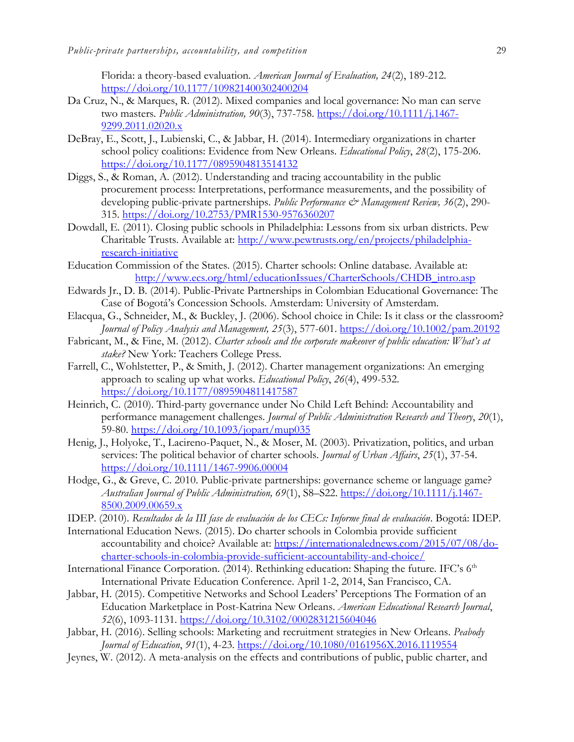Florida: a theory-based evaluation. *American Journal of Evaluation, 24*(2), 189-212. https://doi.org/10.1177/109821400302400204

Da Cruz, N., & Marques, R. (2012). Mixed companies and local governance: No man can serve two masters. *Public Administration, 90*(3), 737-758. https://doi.org/10.1111/j.1467-9299.2011.02020.x

DeBray, E., Scott, J., Lubienski, C., & Jabbar, H. (2014). Intermediary organizations in charter school policy coalitions: Evidence from New Orleans. *Educational Policy*, *28*(2), 175-206. https://doi.org/10.1177/0895904813514132

Diggs, S., & Roman, A. (2012). Understanding and tracing accountability in the public procurement process: Interpretations, performance measurements, and the possibility of developing public-private partnerships. *Public Performance & Management Review, 36*(2), 290-315. https://doi.org/10.2753/PMR1530-9576360207

Dowdall, E. (2011). Closing public schools in Philadelphia: Lessons from six urban districts. Pew Charitable Trusts. Available at: http://www.pewtrusts.org/en/projects/philadelphia-research-initiative

Education Commission of the States. (2015). Charter schools: Online database. Available at: http://www.ecs.org/html/educationIssues/CharterSchools/CHDB_intro.asp

Edwards Jr., D. B. (2014). Public-Private Partnerships in Colombian Educational Governance: The Case of Bogotá's Concession Schools. Amsterdam: University of Amsterdam.

Elacqua, G., Schneider, M., & Buckley, J. (2006). School choice in Chile: Is it class or the classroom? *Journal of Policy Analysis and Management, 25*(3), 577-601. https://doi.org/10.1002/pam.20192

Fabricant, M., & Fine, M. (2012). *Charter schools and the corporate makeover of public education: What's at stake?* New York: Teachers College Press.

Farrell, C., Wohlstetter, P., & Smith, J. (2012). Charter management organizations: An emerging approach to scaling up what works. *Educational Policy*, *26*(4), 499-532. https://doi.org/10.1177/0895904811417587

Heinrich, C. (2010). Third-party governance under No Child Left Behind: Accountability and performance management challenges. *Journal of Public Administration Research and Theory*, *20*(1), 59-80. https://doi.org/10.1093/jopart/mup035

Henig, J., Holyoke, T., Lacireno-Paquet, N., & Moser, M. (2003). Privatization, politics, and urban services: The political behavior of charter schools. *Journal of Urban Affairs*, *25*(1), 37-54. https://doi.org/10.1111/1467-9906.00004

Hodge, G., & Greve, C. 2010. Public-private partnerships: governance scheme or language game? *Australian Journal of Public Administration, 69*(1), S8–S22. https://doi.org/10.1111/j.1467-8500.2009.00659.x

IDEP. (2010). *Resultados de la III fase de evaluación de los CECs: Informe final de evaluación*. Bogotá: IDEP.

International Education News. (2015). Do charter schools in Colombia provide sufficient accountability and choice? Available at: https://internationalednews.com/2015/07/08/do-charter-schools-in-colombia-provide-sufficient-accountability-and-choice/

International Finance Corporation. (2014). Rethinking education: Shaping the future. IFC's 6th International Private Education Conference. April 1-2, 2014, San Francisco, CA.

Jabbar, H. (2015). Competitive Networks and School Leaders' Perceptions The Formation of an Education Marketplace in Post-Katrina New Orleans. *American Educational Research Journal*, *52*(6), 1093-1131. https://doi.org/10.3102/0002831215604046

Jabbar, H. (2016). Selling schools: Marketing and recruitment strategies in New Orleans. *Peabody Journal of Education*, *91*(1), 4-23. https://doi.org/10.1080/0161956X.2016.1119554

Jeynes, W. (2012). A meta-analysis on the effects and contributions of public, public charter, and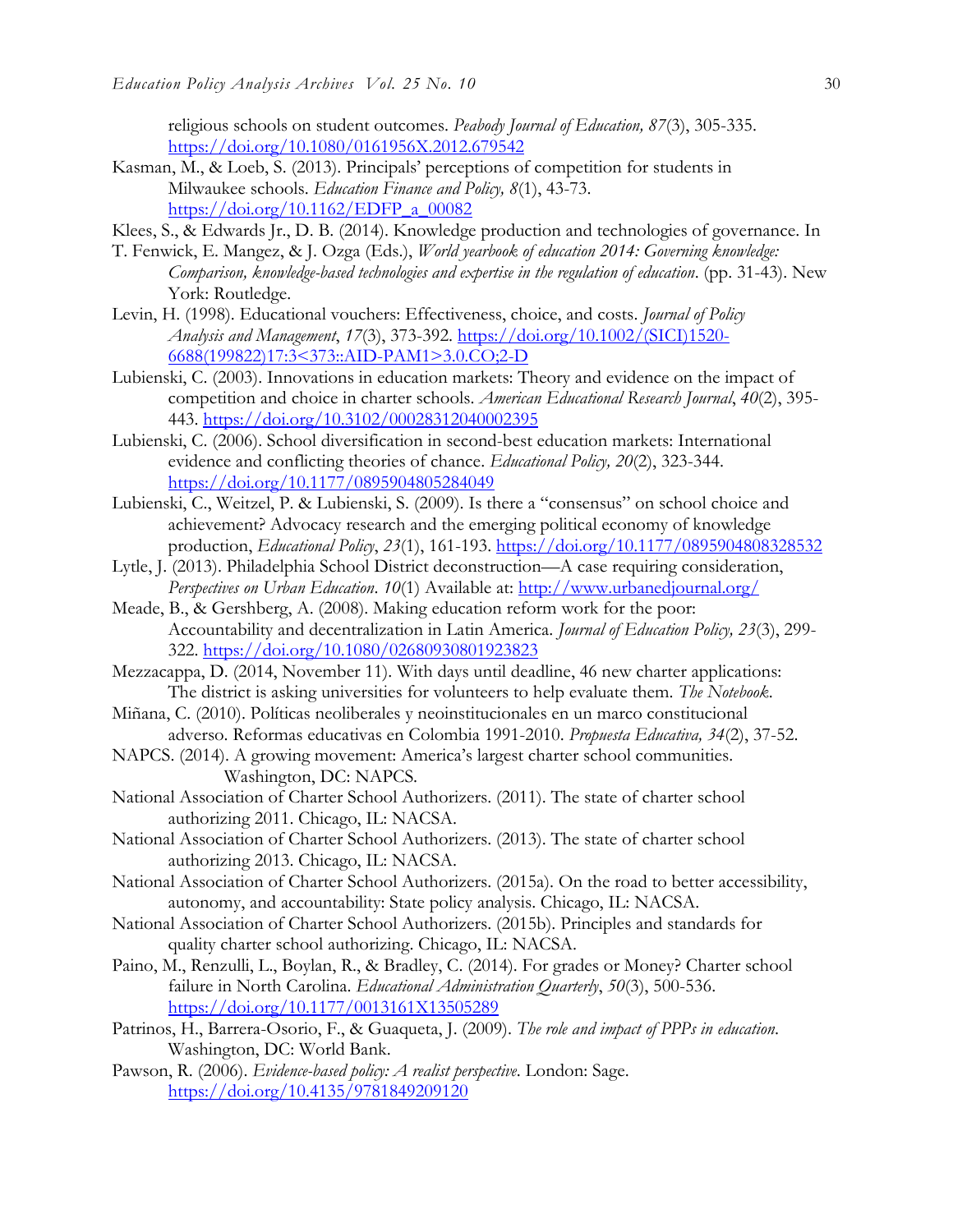religious schools on student outcomes. *Peabody Journal of Education, 87*(3), 305-335. https://doi.org/10.1080/0161956X.2012.679542

Kasman, M., & Loeb, S. (2013). Principals' perceptions of competition for students in Milwaukee schools. *Education Finance and Policy, 8*(1), 43-73. https://doi.org/10.1162/EDFP_a_00082

Klees, S., & Edwards Jr., D. B. (2014). Knowledge production and technologies of governance. In T. Fenwick, E. Mangez, & J. Ozga (Eds.), *World yearbook of education 2014: Governing knowledge: Comparison, knowledge-based technologies and expertise in the regulation of education*. (pp. 31-43). New York: Routledge.

Levin, H. (1998). Educational vouchers: Effectiveness, choice, and costs. *Journal of Policy Analysis and Management*, *17*(3), 373-392. https://doi.org/10.1002/(SICI)1520-6688(199822)17:3<373::AID-PAM1>3.0.CO;2-D

Lubienski, C. (2003). Innovations in education markets: Theory and evidence on the impact of competition and choice in charter schools. *American Educational Research Journal*, *40*(2), 395-443. https://doi.org/10.3102/00028312040002395

Lubienski, C. (2006). School diversification in second-best education markets: International evidence and conflicting theories of chance. *Educational Policy, 20*(2), 323-344. https://doi.org/10.1177/0895904805284049

Lubienski, C., Weitzel, P. & Lubienski, S. (2009). Is there a "consensus" on school choice and achievement? Advocacy research and the emerging political economy of knowledge production, *Educational Policy*, *23*(1), 161-193. https://doi.org/10.1177/0895904808328532

Lytle, J. (2013). Philadelphia School District deconstruction—A case requiring consideration, *Perspectives on Urban Education*. *10*(1) Available at: http://www.urbanedjournal.org/

Meade, B., & Gershberg, A. (2008). Making education reform work for the poor: Accountability and decentralization in Latin America. *Journal of Education Policy, 23*(3), 299-322. https://doi.org/10.1080/02680930801923823

Mezzacappa, D. (2014, November 11). With days until deadline, 46 new charter applications: The district is asking universities for volunteers to help evaluate them. *The Notebook*.

Miñana, C. (2010). Políticas neoliberales y neoinstitucionales en un marco constitucional adverso. Reformas educativas en Colombia 1991-2010. *Propuesta Educativa, 34*(2), 37-52.

NAPCS. (2014). A growing movement: America's largest charter school communities. Washington, DC: NAPCS.

National Association of Charter School Authorizers. (2011). The state of charter school authorizing 2011. Chicago, IL: NACSA.

National Association of Charter School Authorizers. (2013). The state of charter school authorizing 2013. Chicago, IL: NACSA.

National Association of Charter School Authorizers. (2015a). On the road to better accessibility, autonomy, and accountability: State policy analysis. Chicago, IL: NACSA.

National Association of Charter School Authorizers. (2015b). Principles and standards for quality charter school authorizing. Chicago, IL: NACSA.

Paino, M., Renzulli, L., Boylan, R., & Bradley, C. (2014). For grades or Money? Charter school failure in North Carolina. *Educational Administration Quarterly*, *50*(3), 500-536. https://doi.org/10.1177/0013161X13505289

Patrinos, H., Barrera-Osorio, F., & Guaqueta, J. (2009). *The role and impact of PPPs in education*. Washington, DC: World Bank.

Pawson, R. (2006). *Evidence-based policy: A realist perspective*. London: Sage. https://doi.org/10.4135/9781849209120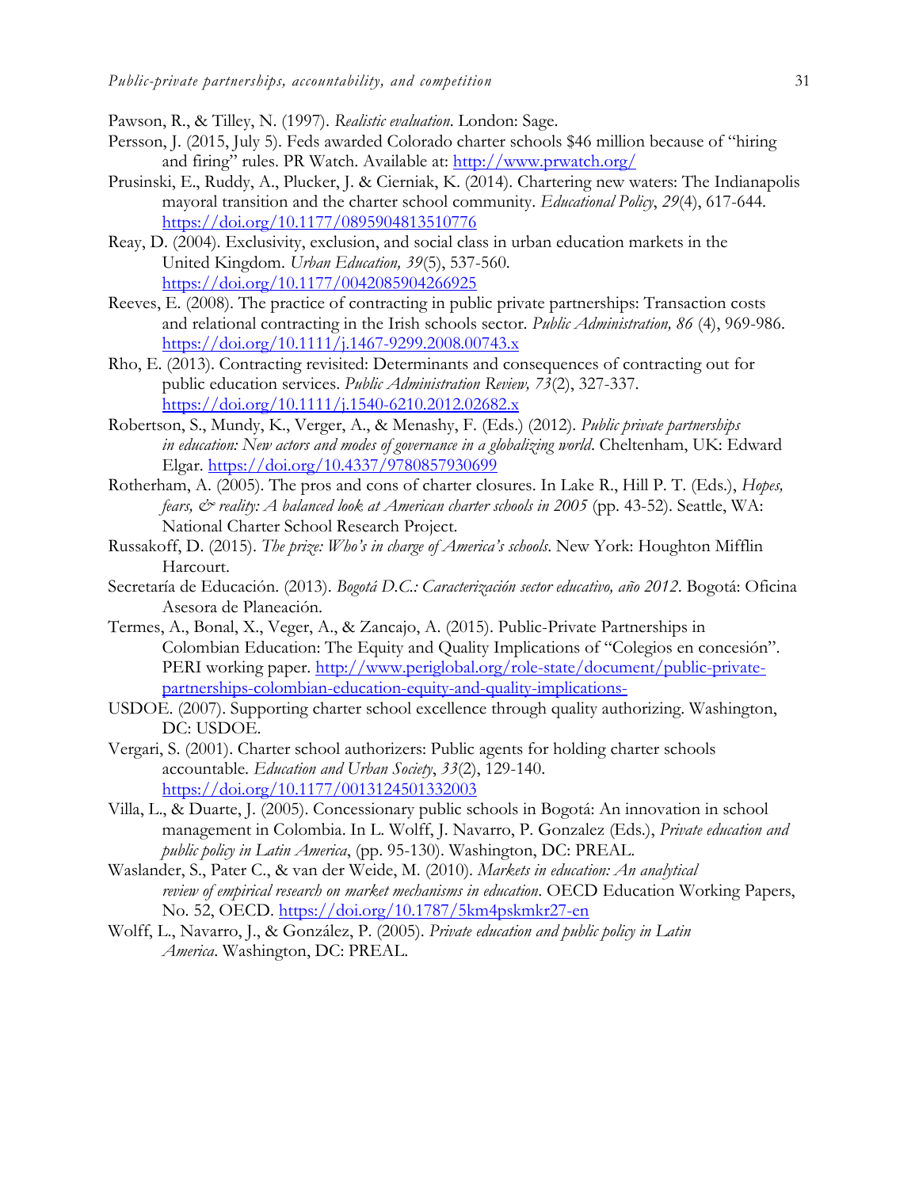Pawson, R., & Tilley, N. (1997). *Realistic evaluation*. London: Sage.

Persson, J. (2015, July 5). Feds awarded Colorado charter schools $46 million because of "hiring and firing" rules. PR Watch. Available at: http://www.prwatch.org/

Prusinski, E., Ruddy, A., Plucker, J. & Cierniak, K. (2014). Chartering new waters: The Indianapolis mayoral transition and the charter school community. *Educational Policy*, *29*(4), 617-644. https://doi.org/10.1177/0895904813510776

Reay, D. (2004). Exclusivity, exclusion, and social class in urban education markets in the United Kingdom. *Urban Education, 39*(5), 537-560. https://doi.org/10.1177/0042085904266925

Reeves, E. (2008). The practice of contracting in public private partnerships: Transaction costs and relational contracting in the Irish schools sector. *Public Administration, 86* (4), 969-986. https://doi.org/10.1111/j.1467-9299.2008.00743.x

Rho, E. (2013). Contracting revisited: Determinants and consequences of contracting out for public education services. *Public Administration Review, 73*(2), 327-337. https://doi.org/10.1111/j.1540-6210.2012.02682.x

Robertson, S., Mundy, K., Verger, A., & Menashy, F. (Eds.) (2012). *Public private partnerships in education: New actors and modes of governance in a globalizing world*. Cheltenham, UK: Edward Elgar. https://doi.org/10.4337/9780857930699

Rotherham, A. (2005). The pros and cons of charter closures. In Lake R., Hill P. T. (Eds.), *Hopes, fears, & reality: A balanced look at American charter schools in 2005* (pp. 43-52). Seattle, WA: National Charter School Research Project.

Russakoff, D. (2015). *The prize: Who's in charge of America's schools*. New York: Houghton Mifflin Harcourt.

Secretaría de Educación. (2013). *Bogotá D.C.: Caracterización sector educativo, año 2012*. Bogotá: Oficina Asesora de Planeación.

Termes, A., Bonal, X., Veger, A., & Zancajo, A. (2015). Public-Private Partnerships in Colombian Education: The Equity and Quality Implications of "Colegios en concesión". PERI working paper. http://www.periglobal.org/role-state/document/public-private-partnerships-colombian-education-equity-and-quality-implications-

USDOE. (2007). Supporting charter school excellence through quality authorizing. Washington, DC: USDOE.

Vergari, S. (2001). Charter school authorizers: Public agents for holding charter schools accountable. *Education and Urban Society*, *33*(2), 129-140. https://doi.org/10.1177/0013124501332003

Villa, L., & Duarte, J. (2005). Concessionary public schools in Bogotá: An innovation in school management in Colombia. In L. Wolff, J. Navarro, P. Gonzalez (Eds.), *Private education and public policy in Latin America*, (pp. 95-130). Washington, DC: PREAL.

Waslander, S., Pater C., & van der Weide, M. (2010). *Markets in education: An analytical review of empirical research on market mechanisms in education*. OECD Education Working Papers, No. 52, OECD. https://doi.org/10.1787/5km4pskmkr27-en

Wolff, L., Navarro, J., & González, P. (2005). *Private education and public policy in Latin America*. Washington, DC: PREAL.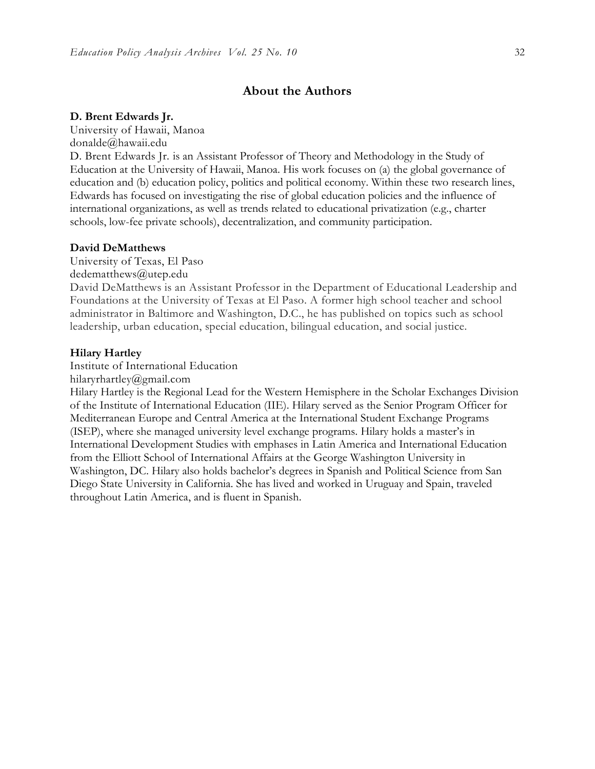## About the Authors

**D. Brent Edwards Jr.**

University of Hawaii, Manoa

donalde@hawaii.edu

D. Brent Edwards Jr. is an Assistant Professor of Theory and Methodology in the Study of Education at the University of Hawaii, Manoa. His work focuses on (a) the global governance of education and (b) education policy, politics and political economy. Within these two research lines, Edwards has focused on investigating the rise of global education policies and the influence of international organizations, as well as trends related to educational privatization (e.g., charter schools, low-fee private schools), decentralization, and community participation.

**David DeMatthews**

University of Texas, El Paso

dedematthews@utep.edu

David DeMatthews is an Assistant Professor in the Department of Educational Leadership and Foundations at the University of Texas at El Paso. A former high school teacher and school administrator in Baltimore and Washington, D.C., he has published on topics such as school leadership, urban education, special education, bilingual education, and social justice.

**Hilary Hartley**

Institute of International Education

hilaryrhartley@gmail.com

Hilary Hartley is the Regional Lead for the Western Hemisphere in the Scholar Exchanges Division of the Institute of International Education (IIE). Hilary served as the Senior Program Officer for Mediterranean Europe and Central America at the International Student Exchange Programs (ISEP), where she managed university level exchange programs. Hilary holds a master's in International Development Studies with emphases in Latin America and International Education from the Elliott School of International Affairs at the George Washington University in Washington, DC. Hilary also holds bachelor's degrees in Spanish and Political Science from San Diego State University in California. She has lived and worked in Uruguay and Spain, traveled throughout Latin America, and is fluent in Spanish.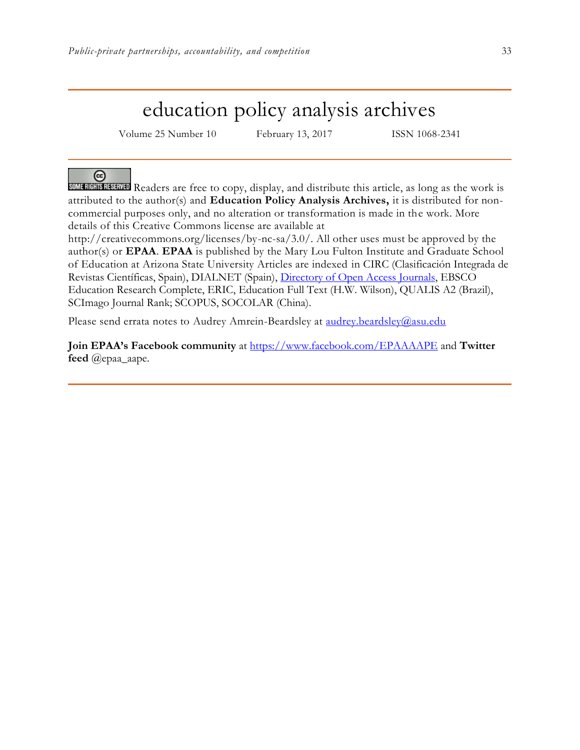# education policy analysis archives

Volume 25 Number 10    February 13, 2017    ISSN 1068-2341

SOME RIGHTS RESERVED Readers are free to copy, display, and distribute this article, as long as the work is attributed to the author(s) and **Education Policy Analysis Archives,** it is distributed for non-commercial purposes only, and no alteration or transformation is made in the work. More details of this Creative Commons license are available at http://creativecommons.org/licenses/by-nc-sa/3.0/. All other uses must be approved by the author(s) or **EPAA**. **EPAA** is published by the Mary Lou Fulton Institute and Graduate School of Education at Arizona State University Articles are indexed in CIRC (Clasificación Integrada de Revistas Científicas, Spain), DIALNET (Spain), Directory of Open Access Journals, EBSCO Education Research Complete, ERIC, Education Full Text (H.W. Wilson), QUALIS A2 (Brazil), SCImago Journal Rank; SCOPUS, SOCOLAR (China).

Please send errata notes to Audrey Amrein-Beardsley at audrey.beardsley@asu.edu

**Join EPAA's Facebook community** at https://www.facebook.com/EPAAAAPE and **Twitter feed** @epaa_aape.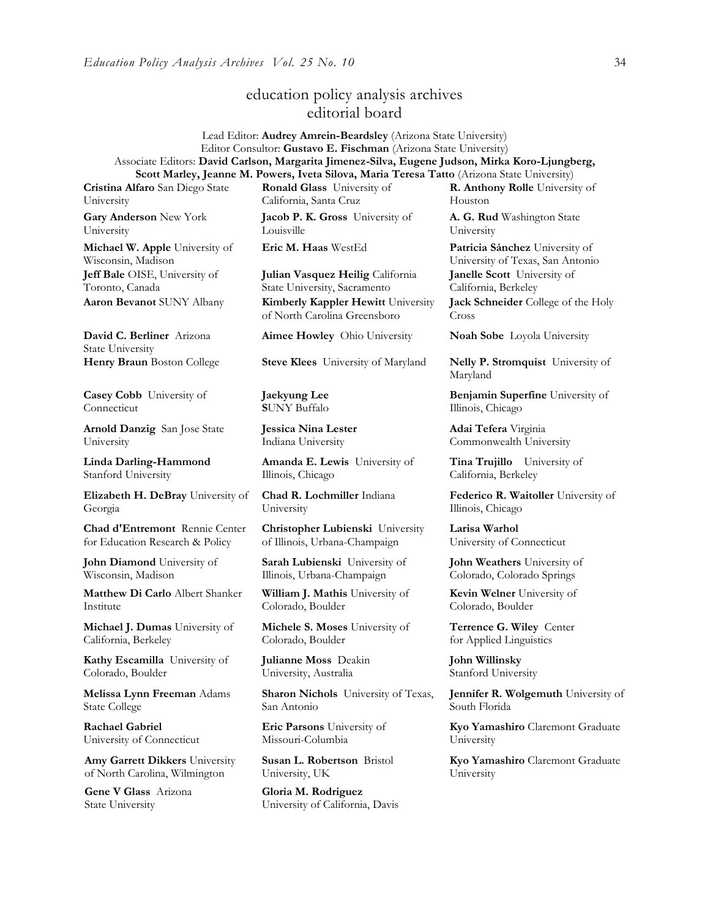# education policy analysis archives
## editorial board

Lead Editor: **Audrey Amrein-Beardsley** (Arizona State University)
Editor Consultor: **Gustavo E. Fischman** (Arizona State University)
Associate Editors: **David Carlson, Margarita Jimenez-Silva, Eugene Judson, Mirka Koro-Ljungberg, Scott Marley, Jeanne M. Powers, Iveta Silova, Maria Teresa Tatto** (Arizona State University)

**Cristina Alfaro** San Diego State University

**Gary Anderson** New York University

**Michael W. Apple** University of Wisconsin, Madison

**Jeff Bale** OISE, University of Toronto, Canada

**Aaron Bevanot** SUNY Albany

**David C. Berliner** Arizona State University

**Henry Braun** Boston College

**Casey Cobb** University of Connecticut

**Arnold Danzig** San Jose State University

**Linda Darling-Hammond** Stanford University

**Elizabeth H. DeBray** University of Georgia

**Chad d'Entremont** Rennie Center for Education Research & Policy

**John Diamond** University of Wisconsin, Madison

**Matthew Di Carlo** Albert Shanker Institute

**Michael J. Dumas** University of California, Berkeley

**Kathy Escamilla** University of Colorado, Boulder

**Melissa Lynn Freeman** Adams State College

**Rachael Gabriel** University of Connecticut

**Amy Garrett Dikkers** University of North Carolina, Wilmington

**Gene V Glass** Arizona State University

**Ronald Glass** University of California, Santa Cruz

**Jacob P. K. Gross** University of Louisville

**Eric M. Haas** WestEd

**Julian Vasquez Heilig** California State University, Sacramento

**Kimberly Kappler Hewitt** University of North Carolina Greensboro

**Aimee Howley** Ohio University

**Steve Klees** University of Maryland

**Jaekyung Lee** **S**UNY Buffalo

**Jessica Nina Lester** Indiana University

**Amanda E. Lewis** University of Illinois, Chicago

**Chad R. Lochmiller** Indiana University

**Christopher Lubienski** University of Illinois, Urbana-Champaign

**Sarah Lubienski** University of Illinois, Urbana-Champaign

**William J. Mathis** University of Colorado, Boulder

**Michele S. Moses** University of Colorado, Boulder

**Julianne Moss** Deakin University, Australia

**Sharon Nichols** University of Texas, San Antonio

**Eric Parsons** University of Missouri-Columbia

**Susan L. Robertson** Bristol University, UK

**Gloria M. Rodriguez** University of California, Davis

**R. Anthony Rolle** University of Houston

**A. G. Rud** Washington State University

**Patricia Sánchez** University of University of Texas, San Antonio

**Janelle Scott** University of California, Berkeley

**Jack Schneider** College of the Holy Cross

**Noah Sobe** Loyola University

**Nelly P. Stromquist** University of Maryland

**Benjamin Superfine** University of Illinois, Chicago

**Adai Tefera** Virginia Commonwealth University

**Tina Trujillo** University of California, Berkeley

**Federico R. Waitoller** University of Illinois, Chicago

**Larisa Warhol** University of Connecticut

**John Weathers** University of Colorado, Colorado Springs

**Kevin Welner** University of Colorado, Boulder

**Terrence G. Wiley** Center for Applied Linguistics

**John Willinsky** Stanford University

**Jennifer R. Wolgemuth** University of South Florida

**Kyo Yamashiro** Claremont Graduate University

**Kyo Yamashiro** Claremont Graduate University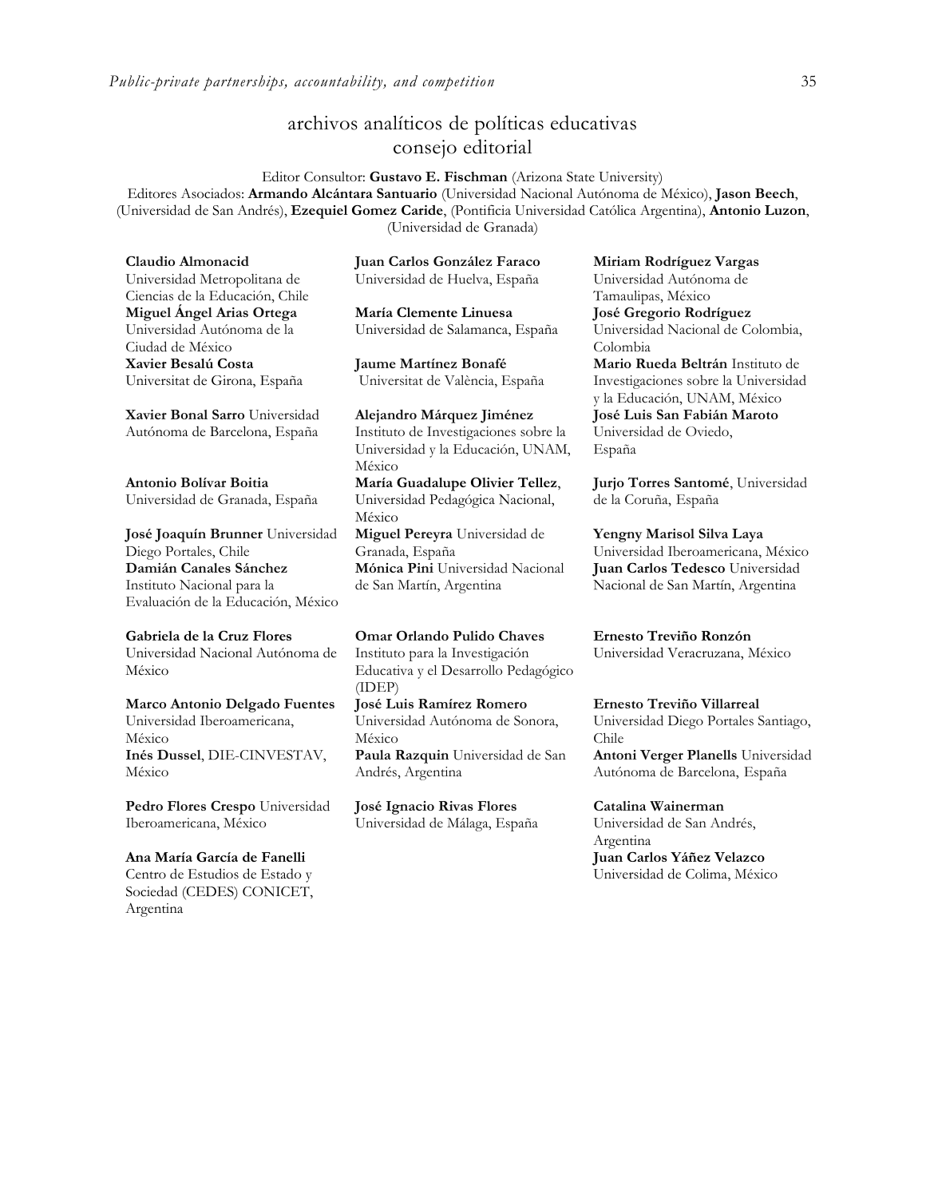## archivos analíticos de políticas educativas
## consejo editorial

Editor Consultor: **Gustavo E. Fischman** (Arizona State University)
Editores Asociados: **Armando Alcántara Santuario** (Universidad Nacional Autónoma de México), **Jason Beech**, (Universidad de San Andrés), **Ezequiel Gomez Caride**, (Pontificia Universidad Católica Argentina), **Antonio Luzon**, (Universidad de Granada)

**Claudio Almonacid** Universidad Metropolitana de Ciencias de la Educación, Chile

**Miguel Ángel Arias Ortega** Universidad Autónoma de la Ciudad de México

**Xavier Besalú Costa** Universitat de Girona, España

**Xavier Bonal Sarro** Universidad Autónoma de Barcelona, España

**Antonio Bolívar Boitia** Universidad de Granada, España

**José Joaquín Brunner** Universidad Diego Portales, Chile

**Damián Canales Sánchez** Instituto Nacional para la Evaluación de la Educación, México

**Gabriela de la Cruz Flores** Universidad Nacional Autónoma de México

**Marco Antonio Delgado Fuentes** Universidad Iberoamericana, México

**Inés Dussel**, DIE-CINVESTAV, México

**Pedro Flores Crespo** Universidad Iberoamericana, México

**Ana María García de Fanelli** Centro de Estudios de Estado y Sociedad (CEDES) CONICET, Argentina

**Juan Carlos González Faraco** Universidad de Huelva, España

**María Clemente Linuesa** Universidad de Salamanca, España

**Jaume Martínez Bonafé** Universitat de València, España

**Alejandro Márquez Jiménez** Instituto de Investigaciones sobre la Universidad y la Educación, UNAM, México

**María Guadalupe Olivier Tellez**, Universidad Pedagógica Nacional, México

**Miguel Pereyra** Universidad de Granada, España

**Mónica Pini** Universidad Nacional de San Martín, Argentina

**Omar Orlando Pulido Chaves** Instituto para la Investigación Educativa y el Desarrollo Pedagógico (IDEP)

**José Luis Ramírez Romero** Universidad Autónoma de Sonora, México

**Paula Razquin** Universidad de San Andrés, Argentina

**José Ignacio Rivas Flores** Universidad de Málaga, España

**Miriam Rodríguez Vargas** Universidad Autónoma de Tamaulipas, México

**José Gregorio Rodríguez** Universidad Nacional de Colombia, Colombia

**Mario Rueda Beltrán** Instituto de Investigaciones sobre la Universidad y la Educación, UNAM, México

**José Luis San Fabián Maroto** Universidad de Oviedo, España

**Jurjo Torres Santomé**, Universidad de la Coruña, España

**Yengny Marisol Silva Laya** Universidad Iberoamericana, México

**Juan Carlos Tedesco** Universidad Nacional de San Martín, Argentina

**Ernesto Treviño Ronzón** Universidad Veracruzana, México

**Ernesto Treviño Villarreal** Universidad Diego Portales Santiago, Chile

**Antoni Verger Planells** Universidad Autónoma de Barcelona, España

**Catalina Wainerman** Universidad de San Andrés, Argentina

**Juan Carlos Yáñez Velazco** Universidad de Colima, México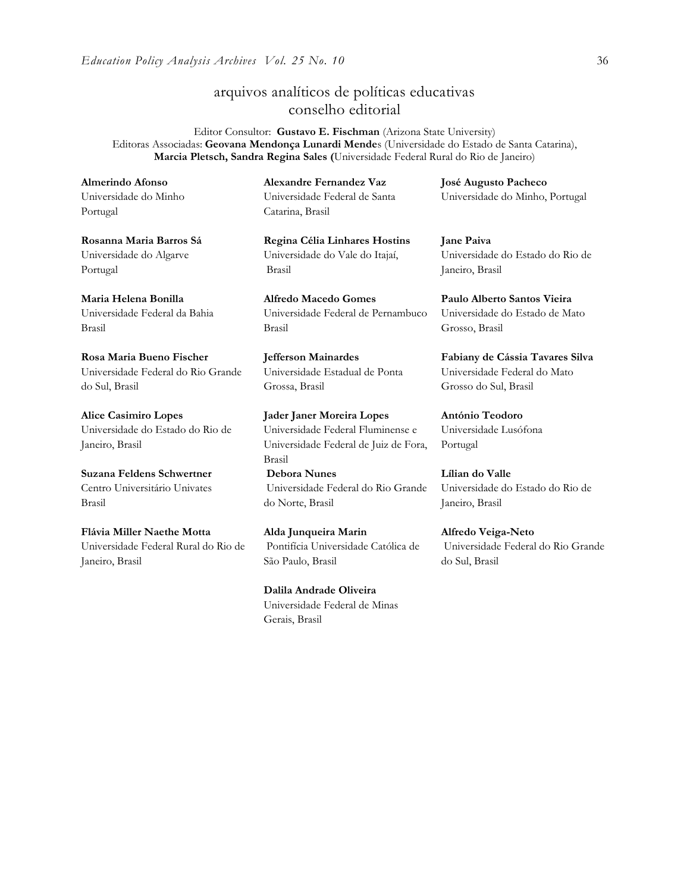# arquivos analíticos de políticas educativas
## conselho editorial

Editor Consultor: **Gustavo E. Fischman** (Arizona State University)
Editoras Associadas: **Geovana Mendonça Lunardi Mende**s (Universidade do Estado de Santa Catarina), **Marcia Pletsch, Sandra Regina Sales (**Universidade Federal Rural do Rio de Janeiro)

**Almerindo Afonso**
Universidade do Minho
Portugal

**Rosanna Maria Barros Sá**
Universidade do Algarve
Portugal

**Maria Helena Bonilla**
Universidade Federal da Bahia
Brasil

**Rosa Maria Bueno Fischer**
Universidade Federal do Rio Grande do Sul, Brasil

**Alice Casimiro Lopes**
Universidade do Estado do Rio de Janeiro, Brasil

**Suzana Feldens Schwertner**
Centro Universitário Univates
Brasil

**Flávia Miller Naethe Motta**
Universidade Federal Rural do Rio de Janeiro, Brasil

**Alexandre Fernandez Vaz**
Universidade Federal de Santa Catarina, Brasil

**Regina Célia Linhares Hostins**
Universidade do Vale do Itajaí, Brasil

**Alfredo Macedo Gomes**
Universidade Federal de Pernambuco
Brasil

**Jefferson Mainardes**
Universidade Estadual de Ponta Grossa, Brasil

**Jader Janer Moreira Lopes**
Universidade Federal Fluminense e Universidade Federal de Juiz de Fora, Brasil

**Debora Nunes**
Universidade Federal do Rio Grande do Norte, Brasil

**Alda Junqueira Marin**
Pontifícia Universidade Católica de São Paulo, Brasil

**Dalila Andrade Oliveira**
Universidade Federal de Minas Gerais, Brasil

**José Augusto Pacheco**
Universidade do Minho, Portugal

**Jane Paiva**
Universidade do Estado do Rio de Janeiro, Brasil

**Paulo Alberto Santos Vieira**
Universidade do Estado de Mato Grosso, Brasil

**Fabiany de Cássia Tavares Silva**
Universidade Federal do Mato Grosso do Sul, Brasil

**António Teodoro**
Universidade Lusófona
Portugal

**Lílian do Valle**
Universidade do Estado do Rio de Janeiro, Brasil

**Alfredo Veiga-Neto**
Universidade Federal do Rio Grande do Sul, Brasil